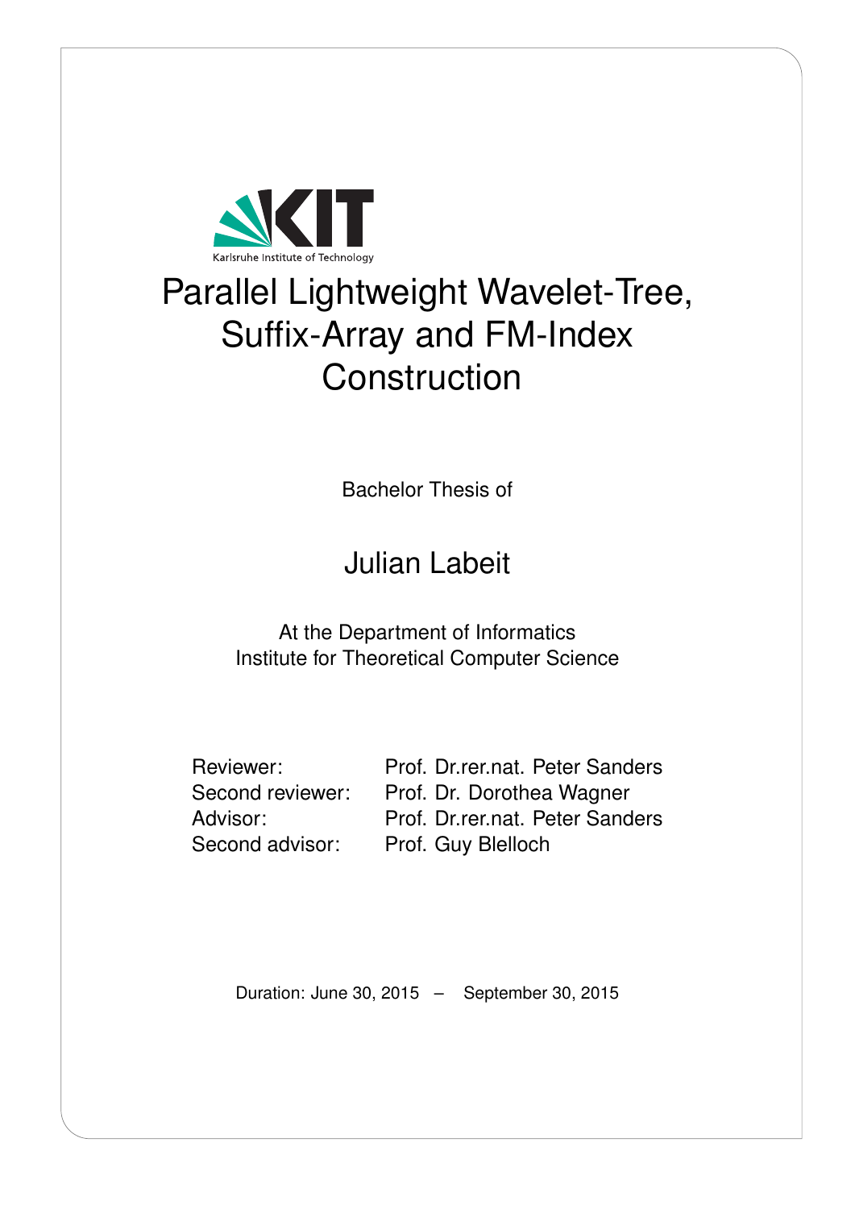Karlsruhe Institute of Technology

# Parallel Lightweight Wavelet-Tree, Suffix-Array and FM-Index Construction

Bachelor Thesis of

## Julian Labeit

At the Department of Informatics
Institute for Theoretical Computer Science

| | |
|---|---|
| Reviewer: | Prof. Dr.rer.nat. Peter Sanders |
| Second reviewer: | Prof. Dr. Dorothea Wagner |
| Advisor: | Prof. Dr.rer.nat. Peter Sanders |
| Second advisor: | Prof. Guy Blelloch |

Duration: June 30, 2015 – September 30, 2015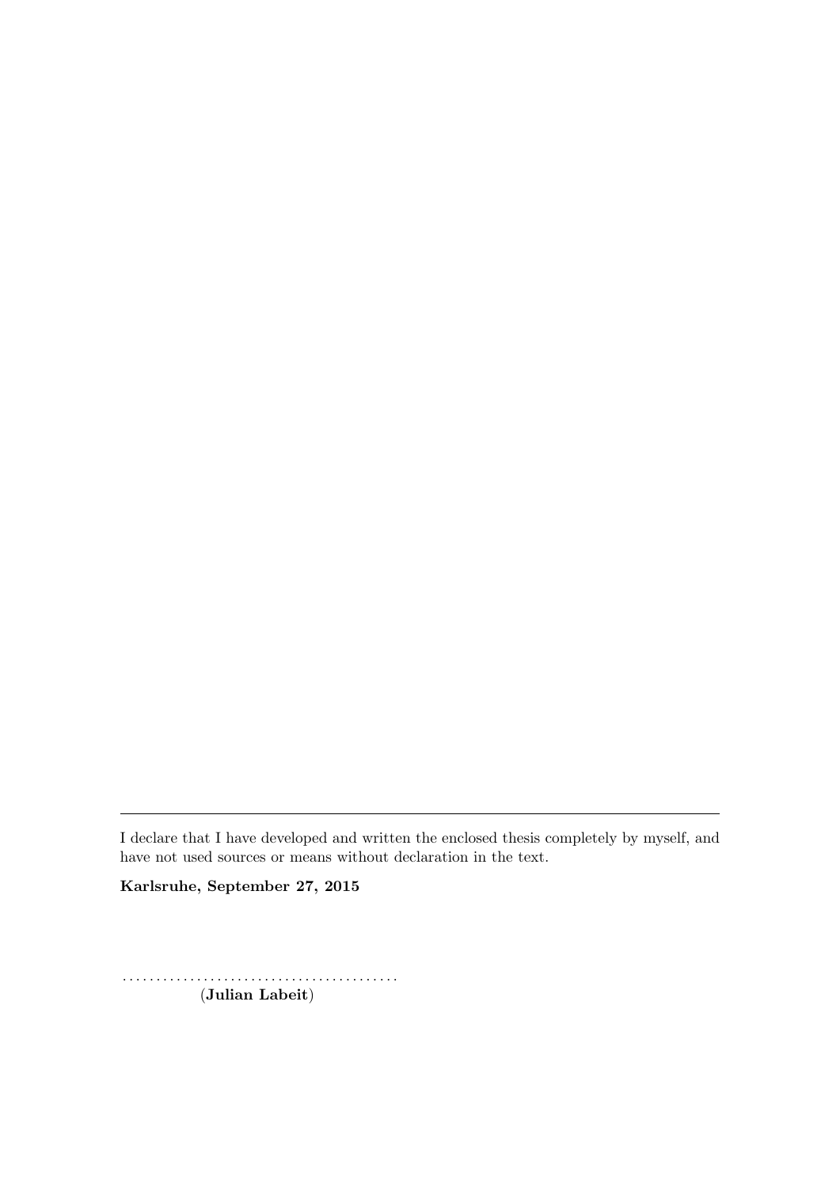---

I declare that I have developed and written the enclosed thesis completely by myself, and have not used sources or means without declaration in the text.

**Karlsruhe, September 27, 2015**

.........................................

(**Julian Labeit**)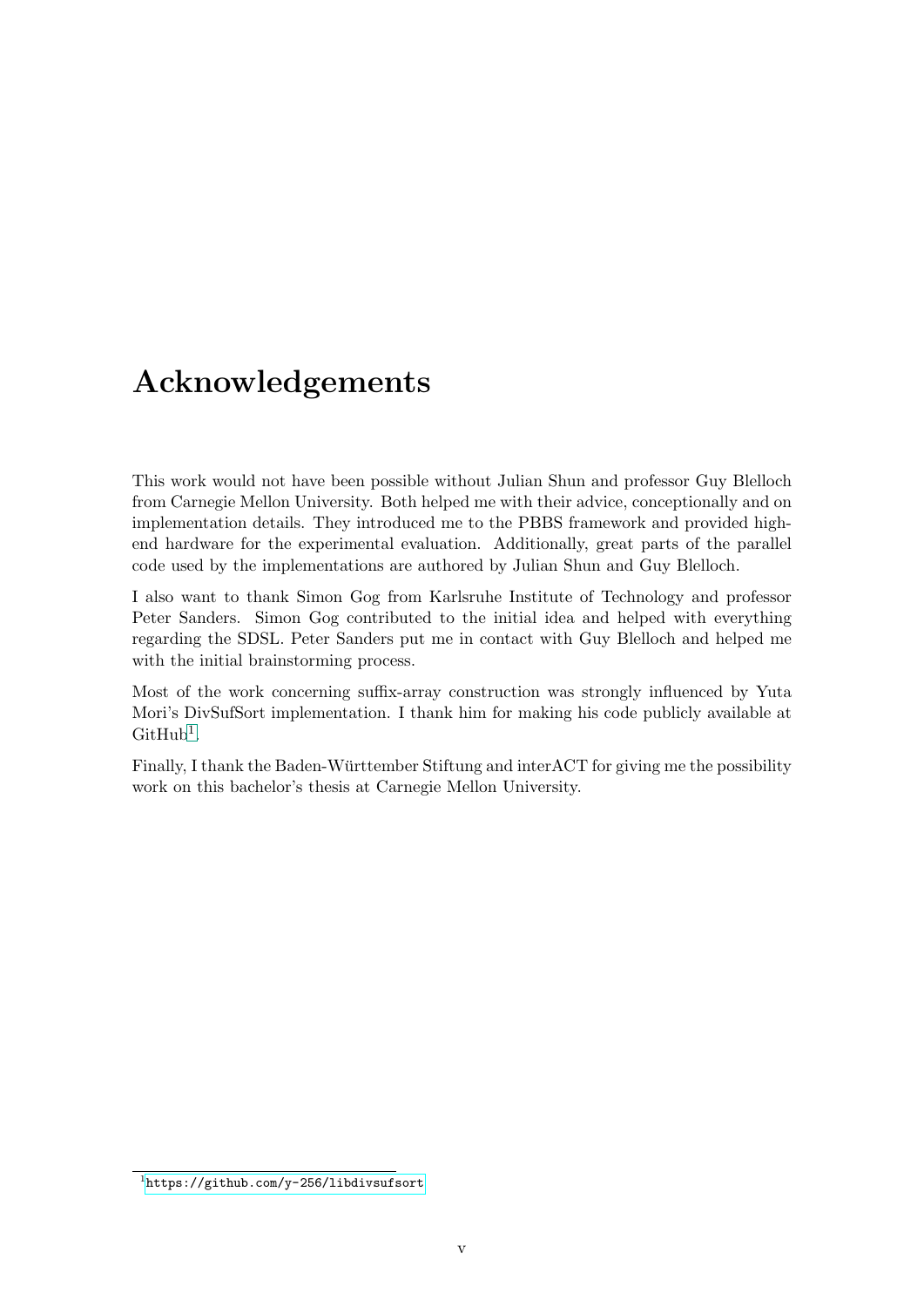# Acknowledgements

This work would not have been possible without Julian Shun and professor Guy Blelloch from Carnegie Mellon University. Both helped me with their advice, conceptionally and on implementation details. They introduced me to the PBBS framework and provided high-end hardware for the experimental evaluation. Additionally, great parts of the parallel code used by the implementations are authored by Julian Shun and Guy Blelloch.

I also want to thank Simon Gog from Karlsruhe Institute of Technology and professor Peter Sanders. Simon Gog contributed to the initial idea and helped with everything regarding the SDSL. Peter Sanders put me in contact with Guy Blelloch and helped me with the initial brainstorming process.

Most of the work concerning suffix-array construction was strongly influenced by Yuta Mori's DivSufSort implementation. I thank him for making his code publicly available at GitHub[1].

Finally, I thank the Baden-Württember Stiftung and interACT for giving me the possibility work on this bachelor's thesis at Carnegie Mellon University.

[1] https://github.com/y-256/libdivsufsort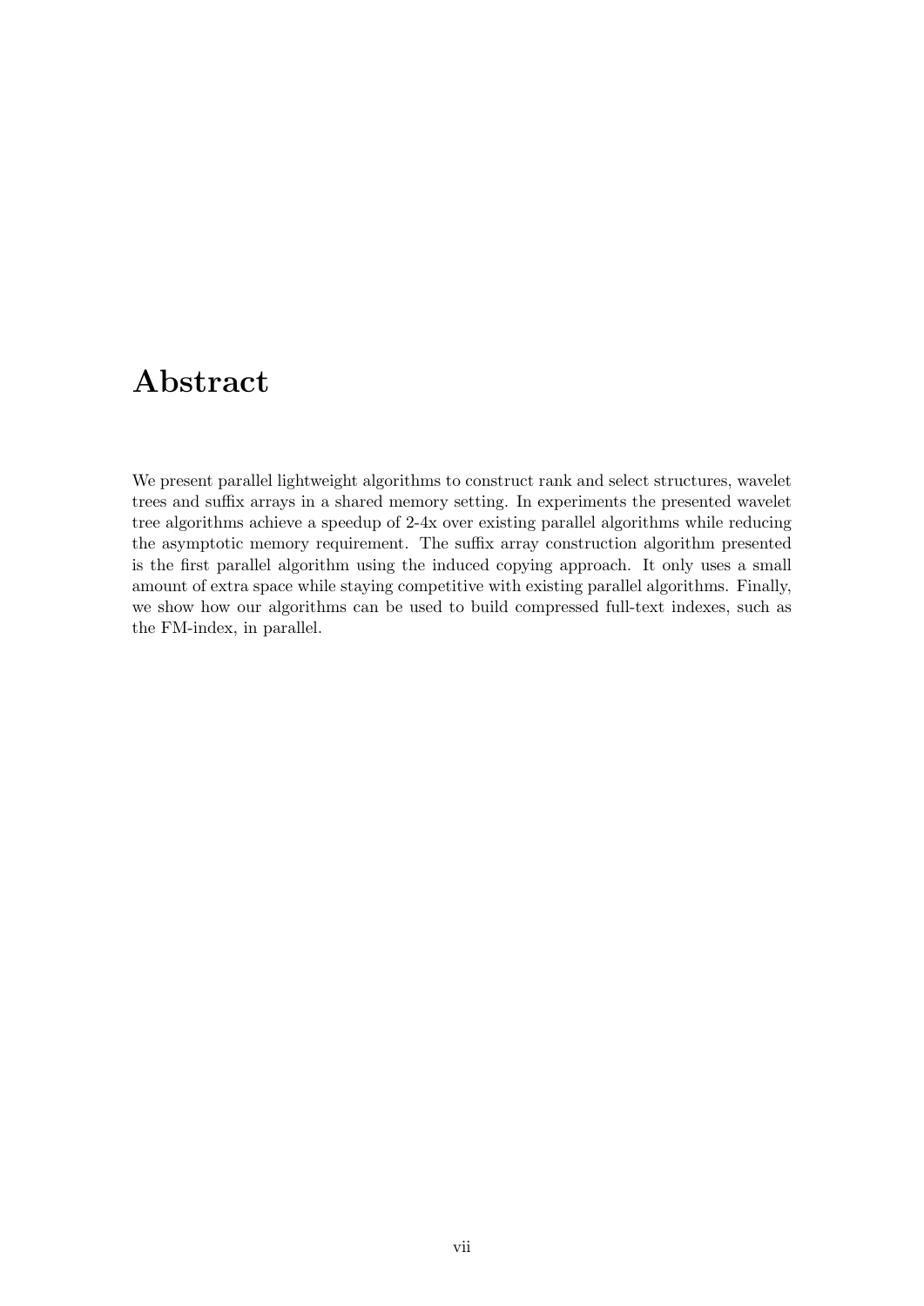# Abstract

We present parallel lightweight algorithms to construct rank and select structures, wavelet trees and suffix arrays in a shared memory setting. In experiments the presented wavelet tree algorithms achieve a speedup of 2-4x over existing parallel algorithms while reducing the asymptotic memory requirement. The suffix array construction algorithm presented is the first parallel algorithm using the induced copying approach. It only uses a small amount of extra space while staying competitive with existing parallel algorithms. Finally, we show how our algorithms can be used to build compressed full-text indexes, such as the FM-index, in parallel.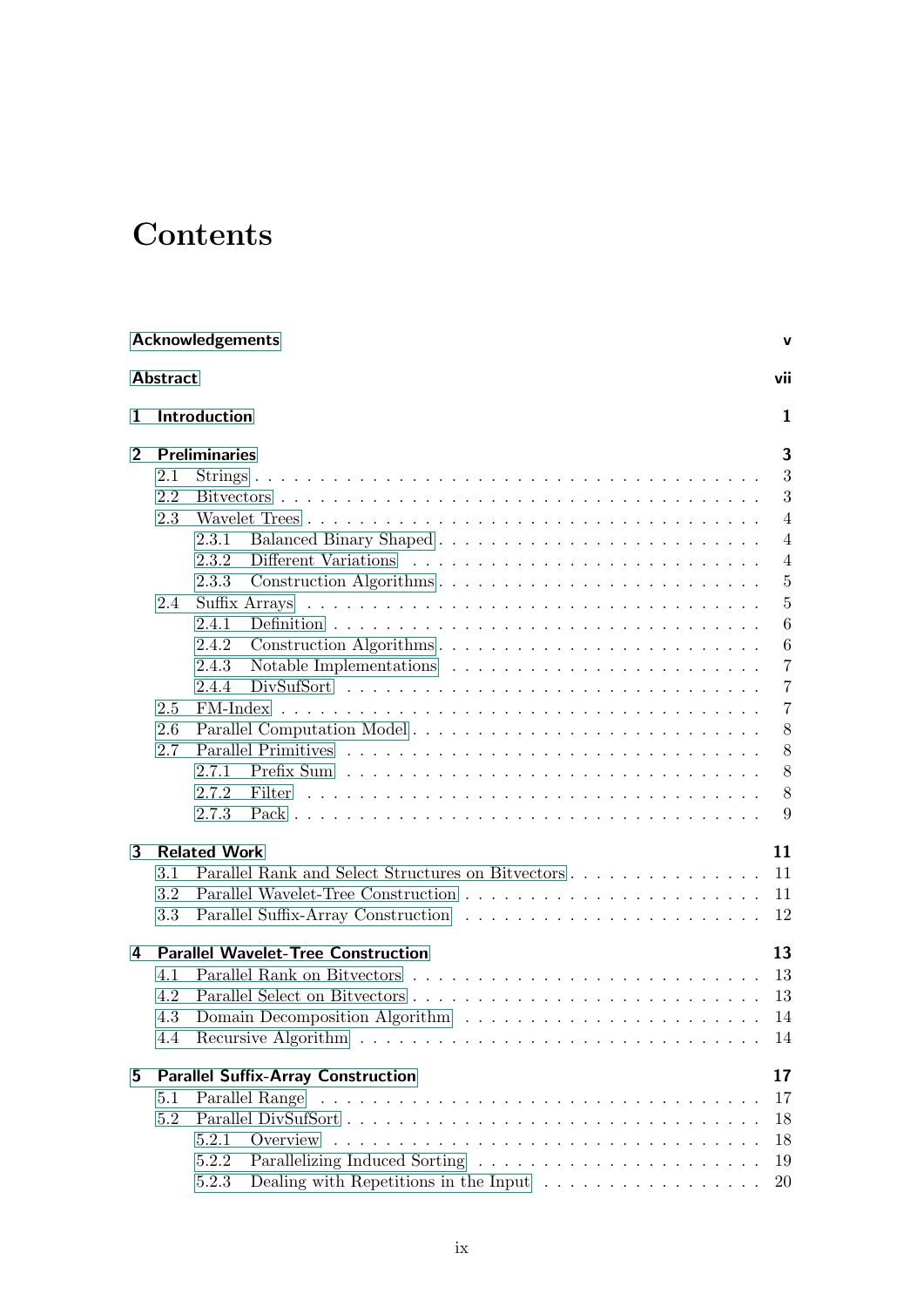# Contents

**Acknowledgements** v

**Abstract** vii

**1 Introduction** 1

**2 Preliminaries** 3

- 2.1 Strings 3
- 2.2 Bitvectors 3
- 2.3 Wavelet Trees 4
  - 2.3.1 Balanced Binary Shaped 4
  - 2.3.2 Different Variations 4
  - 2.3.3 Construction Algorithms 5
- 2.4 Suffix Arrays 5
  - 2.4.1 Definition 6
  - 2.4.2 Construction Algorithms 6
  - 2.4.3 Notable Implementations 7
  - 2.4.4 DivSufSort 7
- 2.5 FM-Index 7
- 2.6 Parallel Computation Model 8
- 2.7 Parallel Primitives 8
  - 2.7.1 Prefix Sum 8
  - 2.7.2 Filter 8
  - 2.7.3 Pack 9

**3 Related Work** 11

- 3.1 Parallel Rank and Select Structures on Bitvectors 11
- 3.2 Parallel Wavelet-Tree Construction 11
- 3.3 Parallel Suffix-Array Construction 12

**4 Parallel Wavelet-Tree Construction** 13

- 4.1 Parallel Rank on Bitvectors 13
- 4.2 Parallel Select on Bitvectors 13
- 4.3 Domain Decomposition Algorithm 14
- 4.4 Recursive Algorithm 14

**5 Parallel Suffix-Array Construction** 17

- 5.1 Parallel Range 17
- 5.2 Parallel DivSufSort 18
  - 5.2.1 Overview 18
  - 5.2.2 Parallelizing Induced Sorting 19
  - 5.2.3 Dealing with Repetitions in the Input 20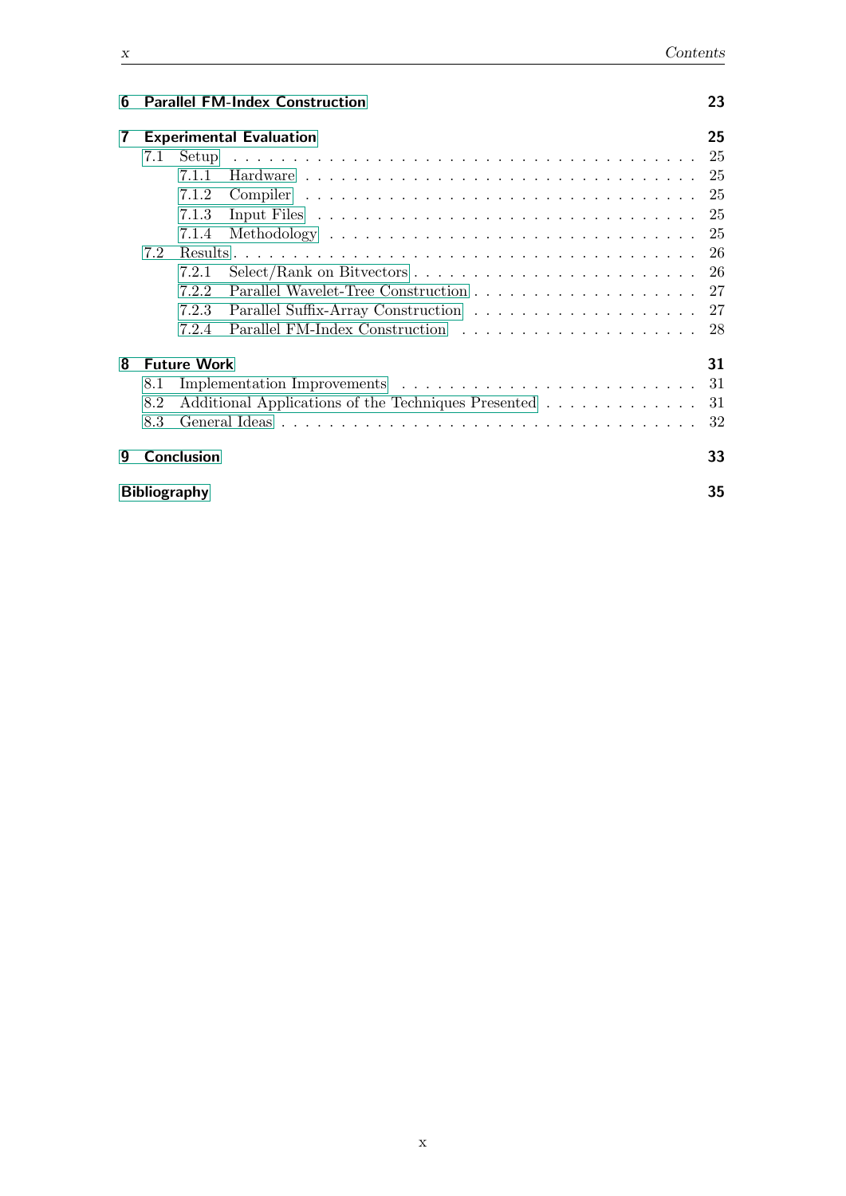**6 Parallel FM-Index Construction** 23

**7 Experimental Evaluation** 25

- 7.1 Setup . . . . . 25
  - 7.1.1 Hardware . . . . . 25
  - 7.1.2 Compiler . . . . . 25
  - 7.1.3 Input Files . . . . . 25
  - 7.1.4 Methodology . . . . . 25
- 7.2 Results . . . . . 26
  - 7.2.1 Select/Rank on Bitvectors . . . . . 26
  - 7.2.2 Parallel Wavelet-Tree Construction . . . . . 27
  - 7.2.3 Parallel Suffix-Array Construction . . . . . 27
  - 7.2.4 Parallel FM-Index Construction . . . . . 28

**8 Future Work** 31

- 8.1 Implementation Improvements . . . . . 31
- 8.2 Additional Applications of the Techniques Presented . . . . . 31
- 8.3 General Ideas . . . . . 32

**9 Conclusion** 33

**Bibliography** 35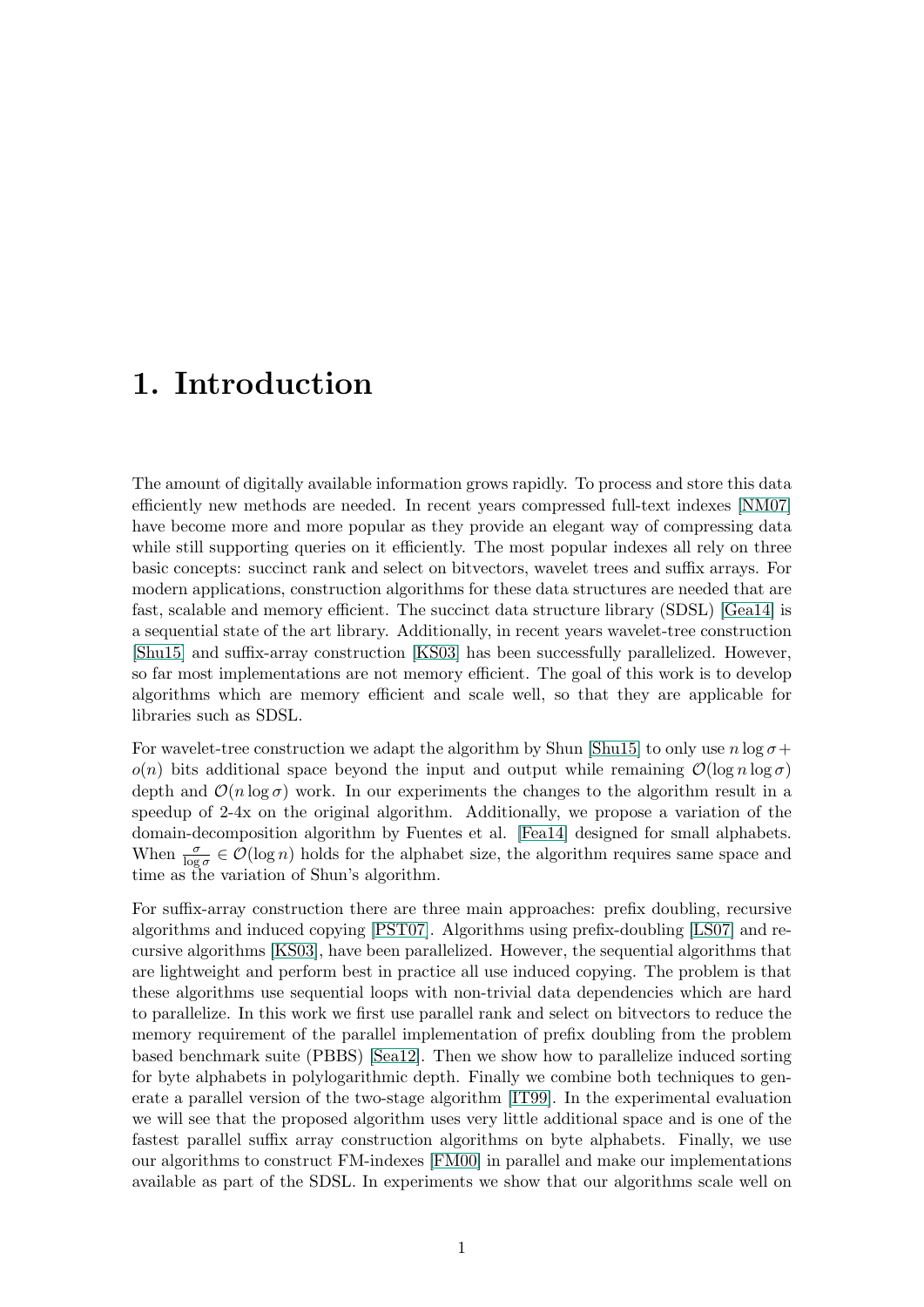# 1. Introduction

The amount of digitally available information grows rapidly. To process and store this data efficiently new methods are needed. In recent years compressed full-text indexes [NM07] have become more and more popular as they provide an elegant way of compressing data while still supporting queries on it efficiently. The most popular indexes all rely on three basic concepts: succinct rank and select on bitvectors, wavelet trees and suffix arrays. For modern applications, construction algorithms for these data structures are needed that are fast, scalable and memory efficient. The succinct data structure library (SDSL) [Gea14] is a sequential state of the art library. Additionally, in recent years wavelet-tree construction [Shu15] and suffix-array construction [KS03] has been successfully parallelized. However, so far most implementations are not memory efficient. The goal of this work is to develop algorithms which are memory efficient and scale well, so that they are applicable for libraries such as SDSL.

For wavelet-tree construction we adapt the algorithm by Shun [Shu15] to only use $n \log \sigma + o(n)$ bits additional space beyond the input and output while remaining $\mathcal{O}(\log n \log \sigma)$ depth and $\mathcal{O}(n \log \sigma)$ work. In our experiments the changes to the algorithm result in a speedup of 2-4x on the original algorithm. Additionally, we propose a variation of the domain-decomposition algorithm by Fuentes et al. [Fea14] designed for small alphabets. When $\frac{\sigma}{\log \sigma} \in \mathcal{O}(\log n)$ holds for the alphabet size, the algorithm requires same space and time as the variation of Shun's algorithm.

For suffix-array construction there are three main approaches: prefix doubling, recursive algorithms and induced copying [PST07]. Algorithms using prefix-doubling [LS07] and recursive algorithms [KS03], have been parallelized. However, the sequential algorithms that are lightweight and perform best in practice all use induced copying. The problem is that these algorithms use sequential loops with non-trivial data dependencies which are hard to parallelize. In this work we first use parallel rank and select on bitvectors to reduce the memory requirement of the parallel implementation of prefix doubling from the problem based benchmark suite (PBBS) [Sea12]. Then we show how to parallelize induced sorting for byte alphabets in polylogarithmic depth. Finally we combine both techniques to generate a parallel version of the two-stage algorithm [IT99]. In the experimental evaluation we will see that the proposed algorithm uses very little additional space and is one of the fastest parallel suffix array construction algorithms on byte alphabets. Finally, we use our algorithms to construct FM-indexes [FM00] in parallel and make our implementations available as part of the SDSL. In experiments we show that our algorithms scale well on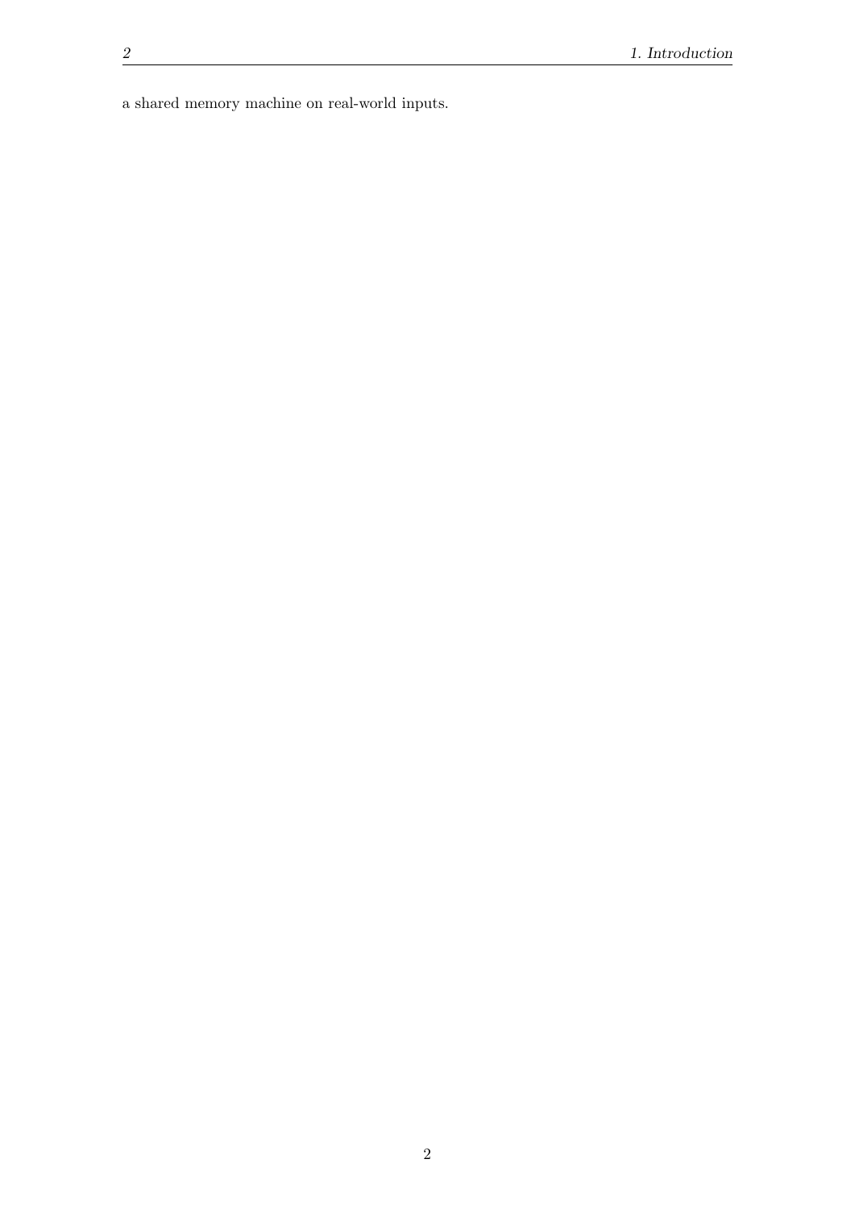a shared memory machine on real-world inputs.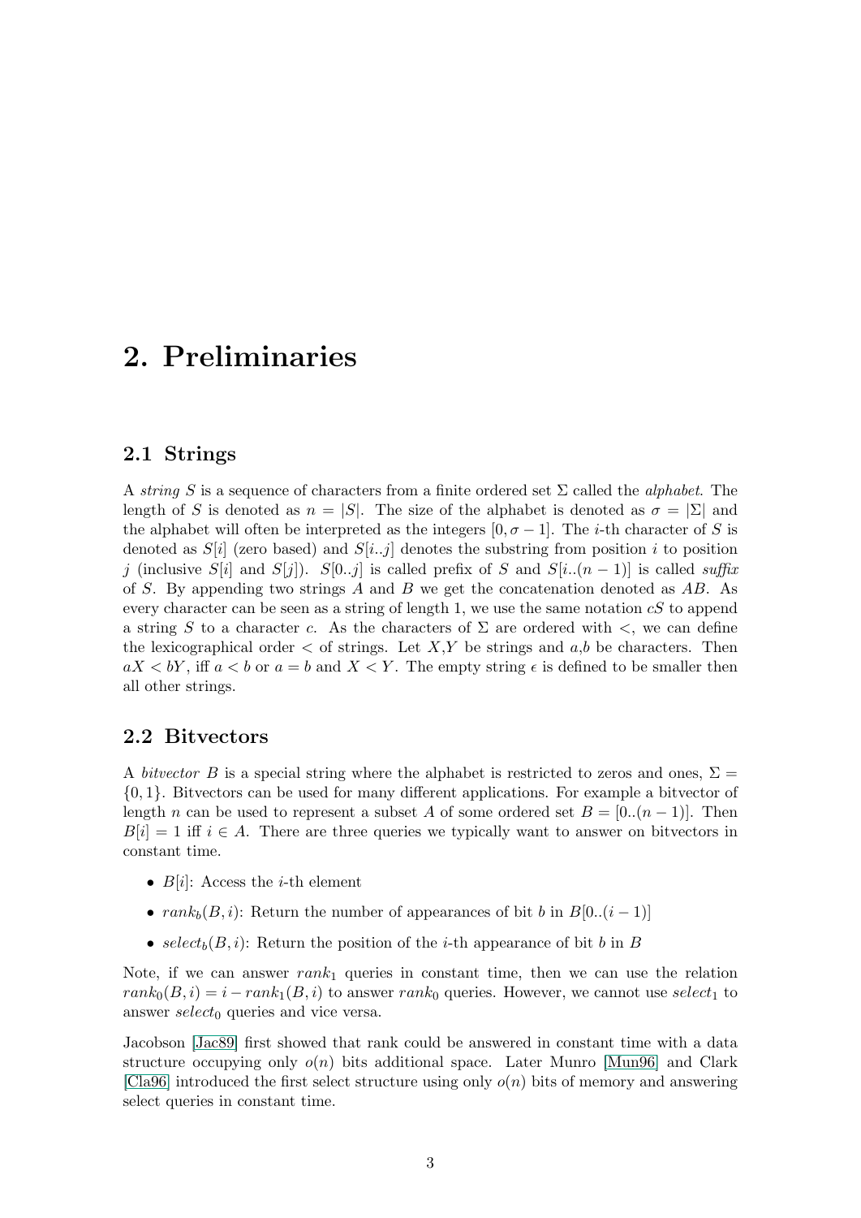# 2. Preliminaries

## 2.1 Strings

A *string* $S$ is a sequence of characters from a finite ordered set $\Sigma$ called the *alphabet*. The length of $S$ is denoted as $n = |S|$. The size of the alphabet is denoted as $\sigma = |\Sigma|$ and the alphabet will often be interpreted as the integers $[0, \sigma - 1]$. The $i$-th character of $S$ is denoted as $S[i]$ (zero based) and $S[i..j]$ denotes the substring from position $i$ to position $j$ (inclusive $S[i]$ and $S[j]$). $S[0..j]$ is called prefix of $S$ and $S[i..(n-1)]$ is called *suffix* of $S$. By appending two strings $A$ and $B$ we get the concatenation denoted as $AB$. As every character can be seen as a string of length 1, we use the same notation $cS$ to append a string $S$ to a character $c$. As the characters of $\Sigma$ are ordered with $<$, we can define the lexicographical order $<$ of strings. Let $X$,$Y$ be strings and $a$,$b$ be characters. Then $aX < bY$, iff $a < b$ or $a = b$ and $X < Y$. The empty string $\epsilon$ is defined to be smaller then all other strings.

## 2.2 Bitvectors

A *bitvector* $B$ is a special string where the alphabet is restricted to zeros and ones, $\Sigma = \{0, 1\}$. Bitvectors can be used for many different applications. For example a bitvector of length $n$ can be used to represent a subset $A$ of some ordered set $B = [0..(n-1)]$. Then $B[i] = 1$ iff $i \in A$. There are three queries we typically want to answer on bitvectors in constant time.

- $B[i]$: Access the $i$-th element
- $rank_b(B, i)$: Return the number of appearances of bit $b$ in $B[0..(i-1)]$
- $select_b(B, i)$: Return the position of the $i$-th appearance of bit $b$ in $B$

Note, if we can answer $rank_1$ queries in constant time, then we can use the relation $rank_0(B, i) = i - rank_1(B, i)$ to answer $rank_0$ queries. However, we cannot use $select_1$ to answer $select_0$ queries and vice versa.

Jacobson [Jac89] first showed that rank could be answered in constant time with a data structure occupying only $o(n)$ bits additional space. Later Munro [Mun96] and Clark [Cla96] introduced the first select structure using only $o(n)$ bits of memory and answering select queries in constant time.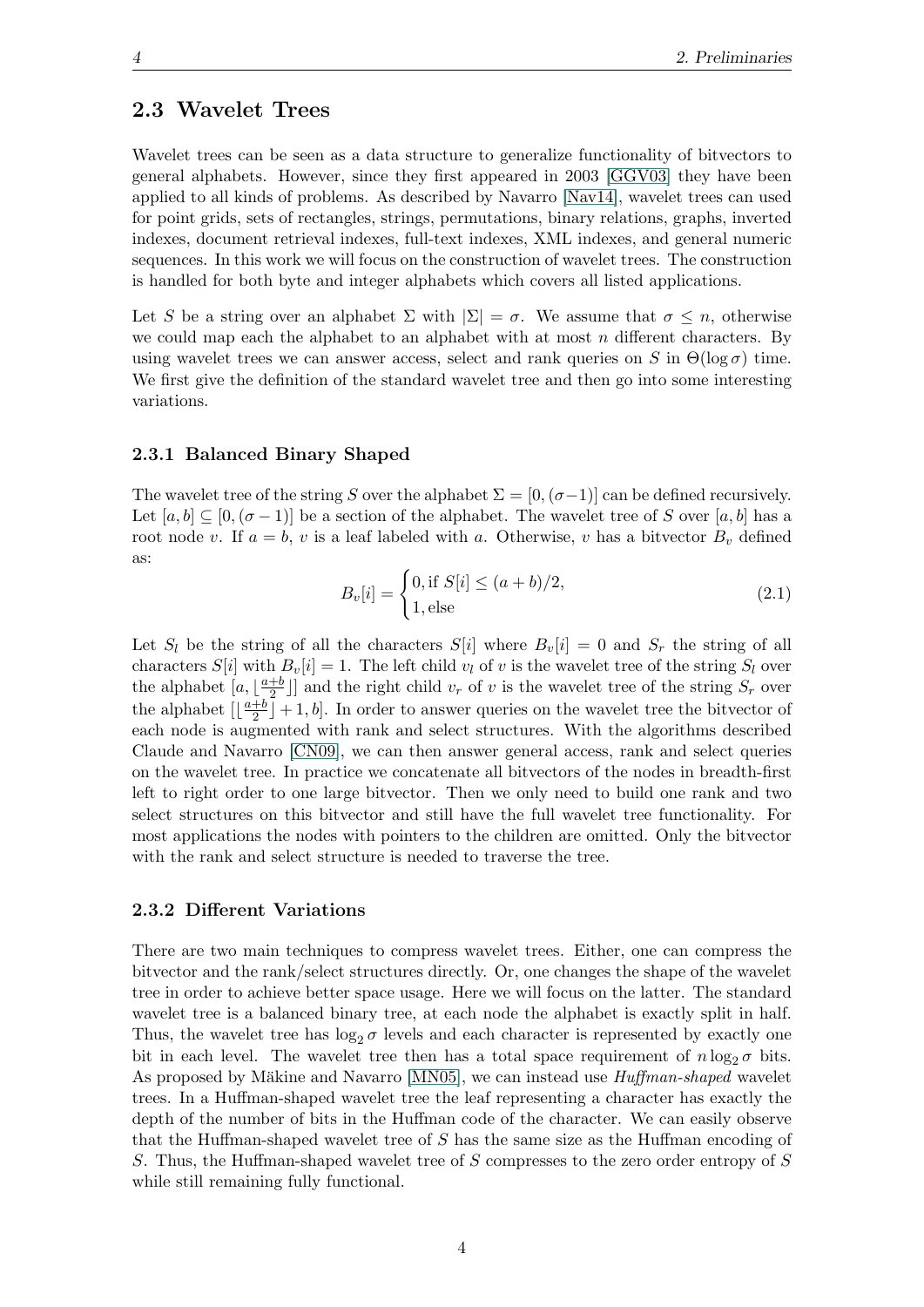## 2.3 Wavelet Trees

Wavelet trees can be seen as a data structure to generalize functionality of bitvectors to general alphabets. However, since they first appeared in 2003 [GGV03] they have been applied to all kinds of problems. As described by Navarro [Nav14], wavelet trees can used for point grids, sets of rectangles, strings, permutations, binary relations, graphs, inverted indexes, document retrieval indexes, full-text indexes, XML indexes, and general numeric sequences. In this work we will focus on the construction of wavelet trees. The construction is handled for both byte and integer alphabets which covers all listed applications.

Let $S$ be a string over an alphabet $\Sigma$ with $|\Sigma| = \sigma$. We assume that $\sigma \leq n$, otherwise we could map each the alphabet to an alphabet with at most $n$ different characters. By using wavelet trees we can answer access, select and rank queries on $S$ in $\Theta(\log \sigma)$ time. We first give the definition of the standard wavelet tree and then go into some interesting variations.

### 2.3.1 Balanced Binary Shaped

The wavelet tree of the string $S$ over the alphabet $\Sigma = [0, (\sigma-1)]$ can be defined recursively. Let $[a, b] \subseteq [0, (\sigma - 1)]$ be a section of the alphabet. The wavelet tree of $S$ over $[a, b]$ has a root node $v$. If $a = b$, $v$ is a leaf labeled with $a$. Otherwise, $v$ has a bitvector $B_v$ defined as:

$$B_v[i] = \begin{cases} 0, \text{if } S[i] \leq (a+b)/2, \\ 1, \text{else} \end{cases} \tag{2.1}$$

Let $S_l$ be the string of all the characters $S[i]$ where $B_v[i] = 0$ and $S_r$ the string of all characters $S[i]$ with $B_v[i] = 1$. The left child $v_l$ of $v$ is the wavelet tree of the string $S_l$ over the alphabet $[a, \lfloor \frac{a+b}{2} \rfloor]$ and the right child $v_r$ of $v$ is the wavelet tree of the string $S_r$ over the alphabet $[\lfloor \frac{a+b}{2} \rfloor + 1, b]$. In order to answer queries on the wavelet tree the bitvector of each node is augmented with rank and select structures. With the algorithms described Claude and Navarro [CN09], we can then answer general access, rank and select queries on the wavelet tree. In practice we concatenate all bitvectors of the nodes in breadth-first left to right order to one large bitvector. Then we only need to build one rank and two select structures on this bitvector and still have the full wavelet tree functionality. For most applications the nodes with pointers to the children are omitted. Only the bitvector with the rank and select structure is needed to traverse the tree.

### 2.3.2 Different Variations

There are two main techniques to compress wavelet trees. Either, one can compress the bitvector and the rank/select structures directly. Or, one changes the shape of the wavelet tree in order to achieve better space usage. Here we will focus on the latter. The standard wavelet tree is a balanced binary tree, at each node the alphabet is exactly split in half. Thus, the wavelet tree has $\log_2 \sigma$ levels and each character is represented by exactly one bit in each level. The wavelet tree then has a total space requirement of $n \log_2 \sigma$ bits. As proposed by Mäkine and Navarro [MN05], we can instead use *Huffman-shaped* wavelet trees. In a Huffman-shaped wavelet tree the leaf representing a character has exactly the depth of the number of bits in the Huffman code of the character. We can easily observe that the Huffman-shaped wavelet tree of $S$ has the same size as the Huffman encoding of $S$. Thus, the Huffman-shaped wavelet tree of $S$ compresses to the zero order entropy of $S$ while still remaining fully functional.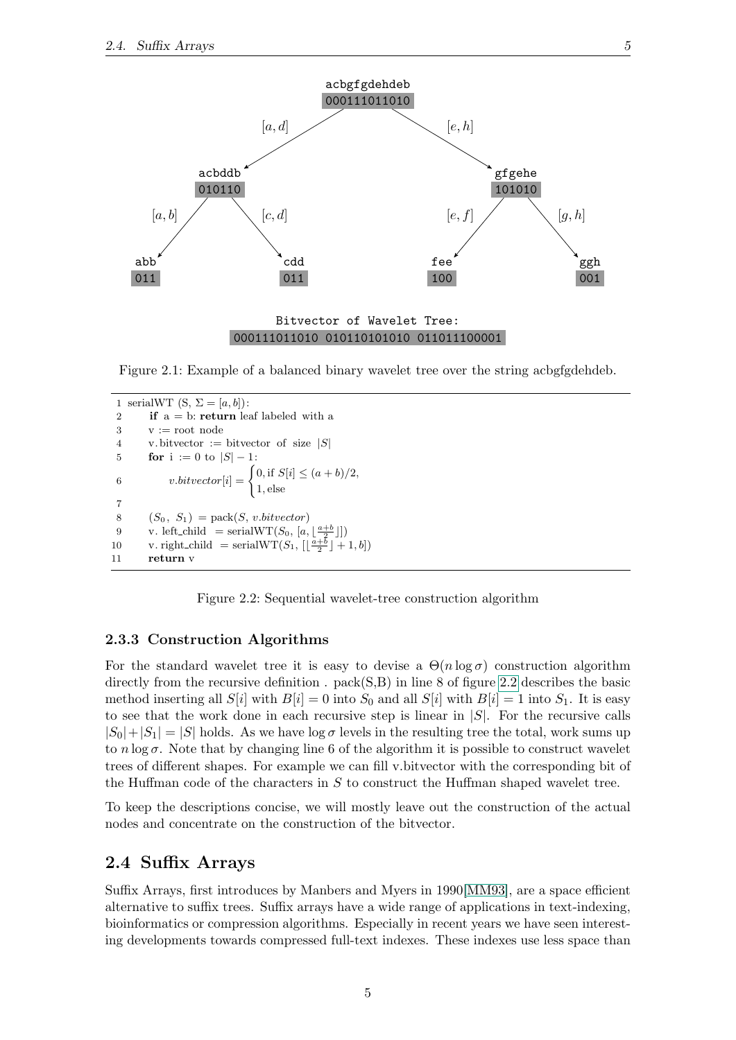acbgfgdehdeb
000111011010

[a, d] [e, h]

acbddb
010110

gfgehe
101010

[a, b] [c, d] [e, f] [g, h]

abb
011

cdd
011

fee
100

ggh
001

Bitvector of Wavelet Tree:
000111011010 010110101010 011011100001

Figure 2.1: Example of a balanced binary wavelet tree over the string acbgfgdehdeb.

```
1  serialWT (S, Σ = [a, b]):
2      if a = b: return leaf labeled with a
3      v := root node
4      v.bitvector := bitvector of size |S|
5      for i := 0 to |S| − 1:
6          v.bitvector[i] = { 0, if S[i] ≤ (a + b)/2,
                            { 1, else
7
8      (S_0, S_1) = pack(S, v.bitvector)
9      v.left_child = serialWT(S_0, [a, ⌊(a+b)/2⌋])
10     v.right_child = serialWT(S_1, [⌊(a+b)/2⌋ + 1, b])
11     return v
```

Figure 2.2: Sequential wavelet-tree construction algorithm

### 2.3.3 Construction Algorithms

For the standard wavelet tree it is easy to devise a $\Theta(n \log \sigma)$ construction algorithm directly from the recursive definition . pack(S,B) in line 8 of figure 2.2 describes the basic method inserting all $S[i]$ with $B[i] = 0$ into $S_0$ and all $S[i]$ with $B[i] = 1$ into $S_1$. It is easy to see that the work done in each recursive step is linear in $|S|$. For the recursive calls $|S_0| + |S_1| = |S|$ holds. As we have $\log \sigma$ levels in the resulting tree the total, work sums up to $n \log \sigma$. Note that by changing line 6 of the algorithm it is possible to construct wavelet trees of different shapes. For example we can fill v.bitvector with the corresponding bit of the Huffman code of the characters in $S$ to construct the Huffman shaped wavelet tree.

To keep the descriptions concise, we will mostly leave out the construction of the actual nodes and concentrate on the construction of the bitvector.

## 2.4 Suffix Arrays

Suffix Arrays, first introduces by Manbers and Myers in 1990[MM93], are a space efficient alternative to suffix trees. Suffix arrays have a wide range of applications in text-indexing, bioinformatics or compression algorithms. Especially in recent years we have seen interesting developments towards compressed full-text indexes. These indexes use less space than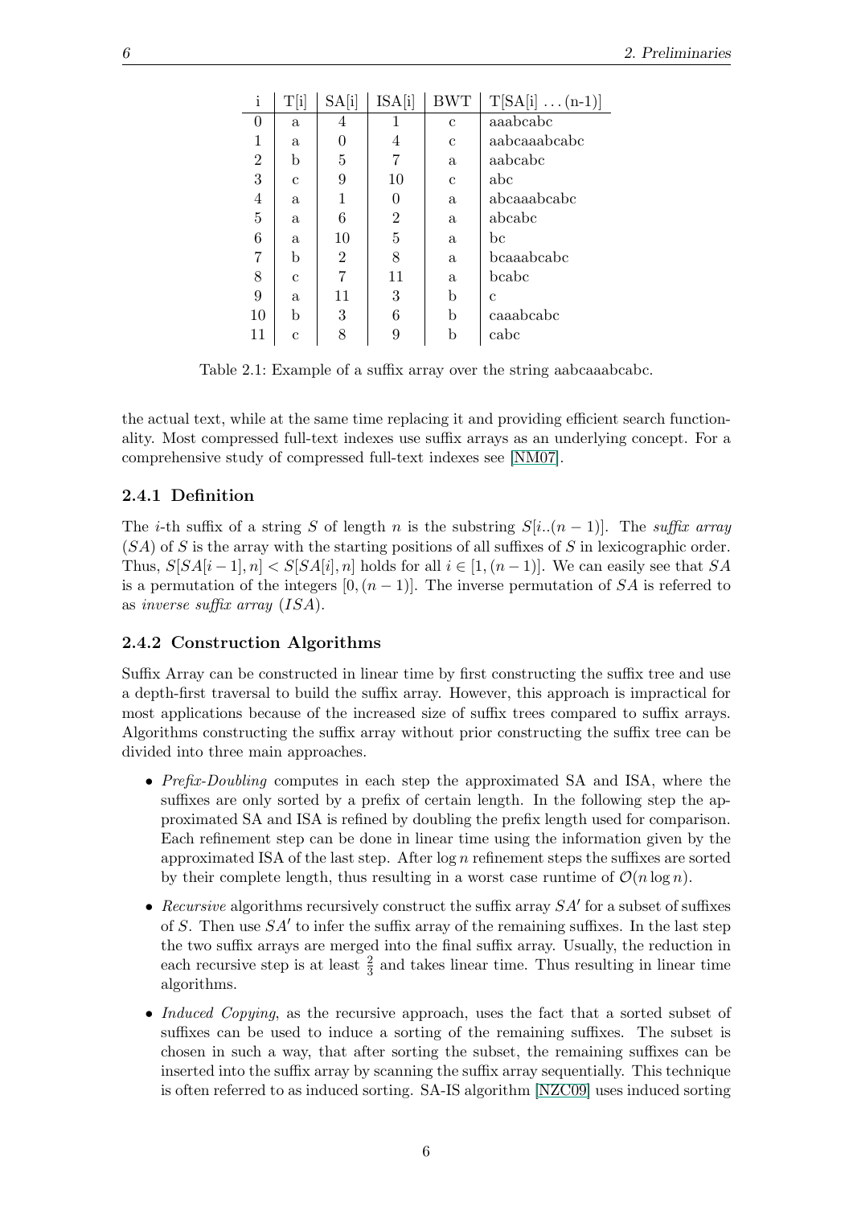| i | T[i] | SA[i] | ISA[i] | BWT | T[SA[i] . . . (n-1)] |
|---|---|---|---|---|---|
| 0 | a | 4 | 1 | c | aaabcabc |
| 1 | a | 0 | 4 | c | aabcaaabcabc |
| 2 | b | 5 | 7 | a | aabcabc |
| 3 | c | 9 | 10 | c | abc |
| 4 | a | 1 | 0 | a | abcaaabcabc |
| 5 | a | 6 | 2 | a | abcabc |
| 6 | a | 10 | 5 | a | bc |
| 7 | b | 2 | 8 | a | bcaaabcabc |
| 8 | c | 7 | 11 | a | bcabc |
| 9 | a | 11 | 3 | b | c |
| 10 | b | 3 | 6 | b | caaabcabc |
| 11 | c | 8 | 9 | b | cabc |

Table 2.1: Example of a suffix array over the string aabcaaabcabc.

the actual text, while at the same time replacing it and providing efficient search functionality. Most compressed full-text indexes use suffix arrays as an underlying concept. For a comprehensive study of compressed full-text indexes see [NM07].

### 2.4.1 Definition

The $i$-th suffix of a string $S$ of length $n$ is the substring $S[i..(n-1)]$. The *suffix array* ($SA$) of $S$ is the array with the starting positions of all suffixes of $S$ in lexicographic order. Thus, $S[SA[i-1], n] < S[SA[i], n]$ holds for all $i \in [1, (n-1)]$. We can easily see that $SA$ is a permutation of the integers $[0, (n-1)]$. The inverse permutation of $SA$ is referred to as *inverse suffix array* ($ISA$).

### 2.4.2 Construction Algorithms

Suffix Array can be constructed in linear time by first constructing the suffix tree and use a depth-first traversal to build the suffix array. However, this approach is impractical for most applications because of the increased size of suffix trees compared to suffix arrays. Algorithms constructing the suffix array without prior constructing the suffix tree can be divided into three main approaches.

- *Prefix-Doubling* computes in each step the approximated SA and ISA, where the suffixes are only sorted by a prefix of certain length. In the following step the approximated SA and ISA is refined by doubling the prefix length used for comparison. Each refinement step can be done in linear time using the information given by the approximated ISA of the last step. After $\log n$ refinement steps the suffixes are sorted by their complete length, thus resulting in a worst case runtime of $\mathcal{O}(n \log n)$.
- *Recursive* algorithms recursively construct the suffix array $SA'$ for a subset of suffixes of $S$. Then use $SA'$ to infer the suffix array of the remaining suffixes. In the last step the two suffix arrays are merged into the final suffix array. Usually, the reduction in each recursive step is at least $\frac{2}{3}$ and takes linear time. Thus resulting in linear time algorithms.
- *Induced Copying*, as the recursive approach, uses the fact that a sorted subset of suffixes can be used to induce a sorting of the remaining suffixes. The subset is chosen in such a way, that after sorting the subset, the remaining suffixes can be inserted into the suffix array by scanning the suffix array sequentially. This technique is often referred to as induced sorting. SA-IS algorithm [NZC09] uses induced sorting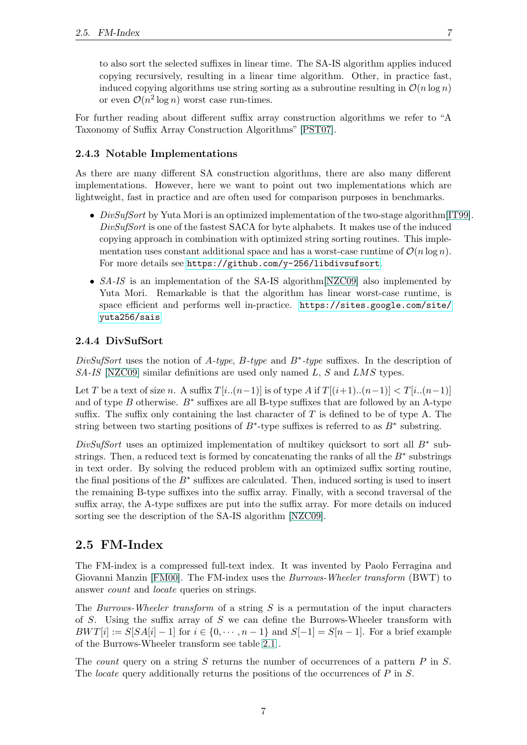to also sort the selected suffixes in linear time. The SA-IS algorithm applies induced copying recursively, resulting in a linear time algorithm. Other, in practice fast, induced copying algorithms use string sorting as a subroutine resulting in $\mathcal{O}(n \log n)$ or even $\mathcal{O}(n^2 \log n)$ worst case run-times.

For further reading about different suffix array construction algorithms we refer to "A Taxonomy of Suffix Array Construction Algorithms" [PST07].

### 2.4.3 Notable Implementations

As there are many different SA construction algorithms, there are also many different implementations. However, here we want to point out two implementations which are lightweight, fast in practice and are often used for comparison purposes in benchmarks.

- *DivSufSort* by Yuta Mori is an optimized implementation of the two-stage algorithm[IT99]. *DivSufSort* is one of the fastest SACA for byte alphabets. It makes use of the induced copying approach in combination with optimized string sorting routines. This implementation uses constant additional space and has a worst-case runtime of $\mathcal{O}(n \log n)$. For more details see `https://github.com/y-256/libdivsufsort`.
- *SA-IS* is an implementation of the SA-IS algorithm[NZC09] also implemented by Yuta Mori. Remarkable is that the algorithm has linear worst-case runtime, is space efficient and performs well in-practice. `https://sites.google.com/site/yuta256/sais`

### 2.4.4 DivSufSort

*DivSufSort* uses the notion of *A-type*, *B-type* and $B^*$*-type* suffixes. In the description of *SA-IS* [NZC09] similar definitions are used only named $L$, $S$ and $LMS$ types.

Let $T$ be a text of size $n$. A suffix $T[i..(n-1)]$ is of type $A$ if $T[(i+1)..(n-1)] < T[i..(n-1)]$ and of type $B$ otherwise. $B^*$ suffixes are all B-type suffixes that are followed by an A-type suffix. The suffix only containing the last character of $T$ is defined to be of type A. The string between two starting positions of $B^*$-type suffixes is referred to as $B^*$ substring.

*DivSufSort* uses an optimized implementation of multikey quicksort to sort all $B^*$ substrings. Then, a reduced text is formed by concatenating the ranks of all the $B^*$ substrings in text order. By solving the reduced problem with an optimized suffix sorting routine, the final positions of the $B^*$ suffixes are calculated. Then, induced sorting is used to insert the remaining B-type suffixes into the suffix array. Finally, with a second traversal of the suffix array, the A-type suffixes are put into the suffix array. For more details on induced sorting see the description of the SA-IS algorithm [NZC09].

## 2.5 FM-Index

The FM-index is a compressed full-text index. It was invented by Paolo Ferragina and Giovanni Manzin [FM00]. The FM-index uses the *Burrows-Wheeler transform* (BWT) to answer *count* and *locate* queries on strings.

The *Burrows-Wheeler transform* of a string $S$ is a permutation of the input characters of $S$. Using the suffix array of $S$ we can define the Burrows-Wheeler transform with $BWT[i] := S[SA[i] - 1]$ for $i \in \{0, \cdots, n-1\}$ and $S[-1] = S[n-1]$. For a brief example of the Burrows-Wheeler transform see table 2.1 .

The *count* query on a string $S$ returns the number of occurrences of a pattern $P$ in $S$. The *locate* query additionally returns the positions of the occurrences of $P$ in $S$.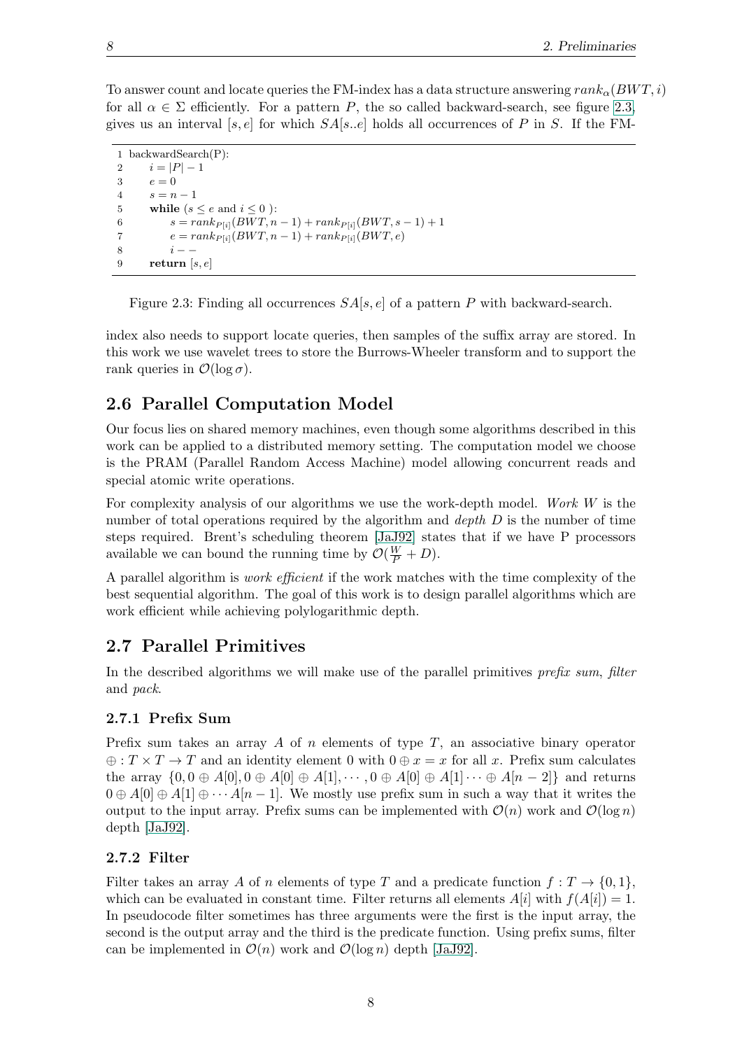To answer count and locate queries the FM-index has a data structure answering $rank_\alpha(BWT, i)$ for all $\alpha \in \Sigma$ efficiently. For a pattern $P$, the so called backward-search, see figure 2.3, gives us an interval $[s, e]$ for which $SA[s..e]$ holds all occurrences of $P$ in $S$. If the FM-

```
1 backwardSearch(P):
2     i = |P| − 1
3     e = 0
4     s = n − 1
5     while (s ≤ e and i ≤ 0 ):
6         s = rank_{P[i]}(BWT, n − 1) + rank_{P[i]}(BWT, s − 1) + 1
7         e = rank_{P[i]}(BWT, n − 1) + rank_{P[i]}(BWT, e)
8         i − −
9     return [s, e]
```

Figure 2.3: Finding all occurrences $SA[s, e]$ of a pattern $P$ with backward-search.

index also needs to support locate queries, then samples of the suffix array are stored. In this work we use wavelet trees to store the Burrows-Wheeler transform and to support the rank queries in $\mathcal{O}(\log \sigma)$.

## 2.6 Parallel Computation Model

Our focus lies on shared memory machines, even though some algorithms described in this work can be applied to a distributed memory setting. The computation model we choose is the PRAM (Parallel Random Access Machine) model allowing concurrent reads and special atomic write operations.

For complexity analysis of our algorithms we use the work-depth model. *Work W* is the number of total operations required by the algorithm and *depth D* is the number of time steps required. Brent's scheduling theorem [JaJ92] states that if we have P processors available we can bound the running time by $\mathcal{O}(\frac{W}{P} + D)$.

A parallel algorithm is *work efficient* if the work matches with the time complexity of the best sequential algorithm. The goal of this work is to design parallel algorithms which are work efficient while achieving polylogarithmic depth.

## 2.7 Parallel Primitives

In the described algorithms we will make use of the parallel primitives *prefix sum*, *filter* and *pack*.

### 2.7.1 Prefix Sum

Prefix sum takes an array $A$ of $n$ elements of type $T$, an associative binary operator $\oplus : T \times T \rightarrow T$ and an identity element 0 with $0 \oplus x = x$ for all $x$. Prefix sum calculates the array $\{0, 0 \oplus A[0], 0 \oplus A[0] \oplus A[1], \cdots, 0 \oplus A[0] \oplus A[1] \cdots \oplus A[n-2]\}$ and returns $0 \oplus A[0] \oplus A[1] \oplus \cdots A[n-1]$. We mostly use prefix sum in such a way that it writes the output to the input array. Prefix sums can be implemented with $\mathcal{O}(n)$ work and $\mathcal{O}(\log n)$ depth [JaJ92].

### 2.7.2 Filter

Filter takes an array $A$ of $n$ elements of type $T$ and a predicate function $f : T \rightarrow \{0, 1\}$, which can be evaluated in constant time. Filter returns all elements $A[i]$ with $f(A[i]) = 1$. In pseudocode filter sometimes has three arguments were the first is the input array, the second is the output array and the third is the predicate function. Using prefix sums, filter can be implemented in $\mathcal{O}(n)$ work and $\mathcal{O}(\log n)$ depth [JaJ92].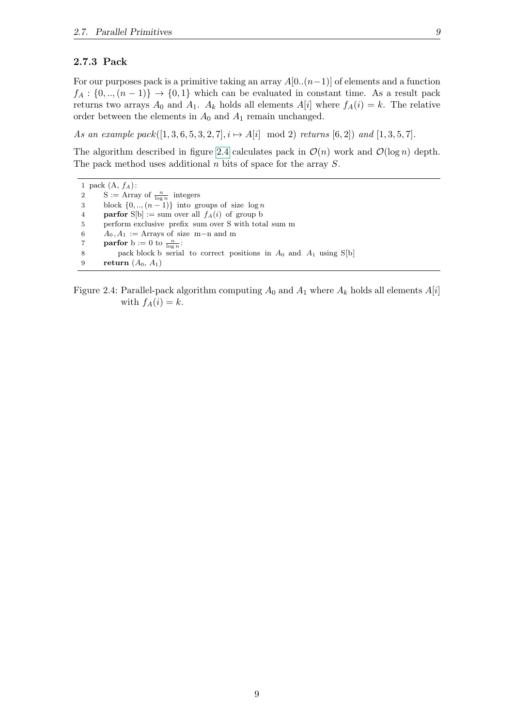### 2.7.3 Pack

For our purposes pack is a primitive taking an array $A[0..(n-1)]$ of elements and a function $f_A : \{0,..,(n-1)\} \to \{0,1\}$ which can be evaluated in constant time. As a result pack returns two arrays $A_0$ and $A_1$. $A_k$ holds all elements $A[i]$ where $f_A(i) = k$. The relative order between the elements in $A_0$ and $A_1$ remain unchanged.

*As an example pack*$([1,3,6,5,3,2,7], i \mapsto A[i] \mod 2)$ *returns* $[6,2])$ *and* $[1,3,5,7]$.

The algorithm described in figure 2.4 calculates pack in $\mathcal{O}(n)$ work and $\mathcal{O}(\log n)$ depth. The pack method uses additional $n$ bits of space for the array $S$.

```
1 pack (A, f_A):
2     S := Array of n/log n integers
3     block {0,..,(n-1)} into groups of size log n
4     parfor S[b] := sum over all f_A(i) of group b
5     perform exclusive prefix sum over S with total sum m
6     A_0, A_1 := Arrays of size m-n and m
7     parfor b := 0 to n/log n:
8         pack block b serial to correct positions in A_0 and A_1 using S[b]
9     return (A_0, A_1)
```

Figure 2.4: Parallel-pack algorithm computing $A_0$ and $A_1$ where $A_k$ holds all elements $A[i]$ with $f_A(i) = k$.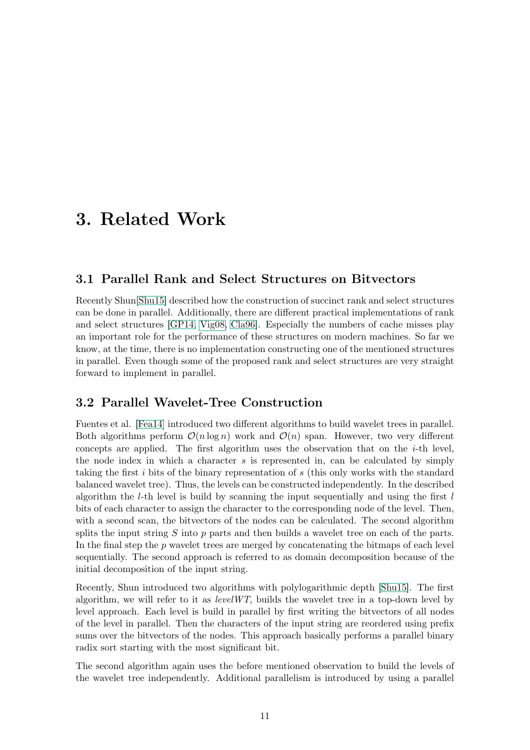# 3. Related Work

## 3.1 Parallel Rank and Select Structures on Bitvectors

Recently Shun[Shu15] described how the construction of succinct rank and select structures can be done in parallel. Additionally, there are different practical implementations of rank and select structures [GP14, Vig08, Cla96]. Especially the numbers of cache misses play an important role for the performance of these structures on modern machines. So far we know, at the time, there is no implementation constructing one of the mentioned structures in parallel. Even though some of the proposed rank and select structures are very straight forward to implement in parallel.

## 3.2 Parallel Wavelet-Tree Construction

Fuentes et al. [Fea14] introduced two different algorithms to build wavelet trees in parallel. Both algorithms perform $\mathcal{O}(n \log n)$ work and $\mathcal{O}(n)$ span. However, two very different concepts are applied. The first algorithm uses the observation that on the $i$-th level, the node index in which a character $s$ is represented in, can be calculated by simply taking the first $i$ bits of the binary representation of $s$ (this only works with the standard balanced wavelet tree). Thus, the levels can be constructed independently. In the described algorithm the $l$-th level is build by scanning the input sequentially and using the first $l$ bits of each character to assign the character to the corresponding node of the level. Then, with a second scan, the bitvectors of the nodes can be calculated. The second algorithm splits the input string $S$ into $p$ parts and then builds a wavelet tree on each of the parts. In the final step the $p$ wavelet trees are merged by concatenating the bitmaps of each level sequentially. The second approach is referred to as domain decomposition because of the initial decomposition of the input string.

Recently, Shun introduced two algorithms with polylogarithmic depth [Shu15]. The first algorithm, we will refer to it as *levelWT*, builds the wavelet tree in a top-down level by level approach. Each level is build in parallel by first writing the bitvectors of all nodes of the level in parallel. Then the characters of the input string are reordered using prefix sums over the bitvectors of the nodes. This approach basically performs a parallel binary radix sort starting with the most significant bit.

The second algorithm again uses the before mentioned observation to build the levels of the wavelet tree independently. Additional parallelism is introduced by using a parallel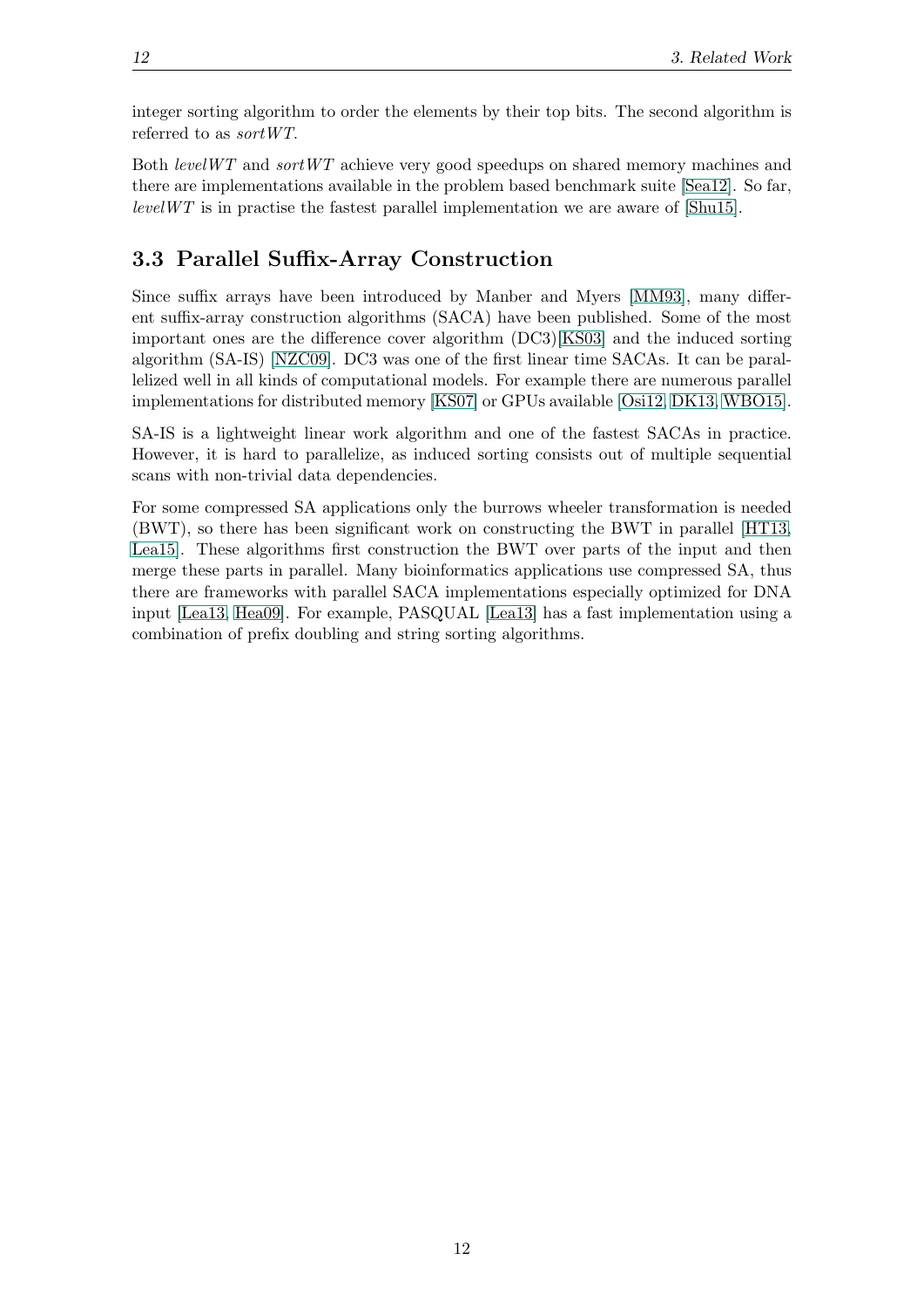integer sorting algorithm to order the elements by their top bits. The second algorithm is referred to as *sortWT*.

Both *levelWT* and *sortWT* achieve very good speedups on shared memory machines and there are implementations available in the problem based benchmark suite [Sea12]. So far, *levelWT* is in practise the fastest parallel implementation we are aware of [Shu15].

## 3.3 Parallel Suffix-Array Construction

Since suffix arrays have been introduced by Manber and Myers [MM93], many different suffix-array construction algorithms (SACA) have been published. Some of the most important ones are the difference cover algorithm (DC3)[KS03] and the induced sorting algorithm (SA-IS) [NZC09]. DC3 was one of the first linear time SACAs. It can be parallelized well in all kinds of computational models. For example there are numerous parallel implementations for distributed memory [KS07] or GPUs available [Osi12, DK13, WBO15].

SA-IS is a lightweight linear work algorithm and one of the fastest SACAs in practice. However, it is hard to parallelize, as induced sorting consists out of multiple sequential scans with non-trivial data dependencies.

For some compressed SA applications only the burrows wheeler transformation is needed (BWT), so there has been significant work on constructing the BWT in parallel [HT13, Lea15]. These algorithms first construction the BWT over parts of the input and then merge these parts in parallel. Many bioinformatics applications use compressed SA, thus there are frameworks with parallel SACA implementations especially optimized for DNA input [Lea13, Hea09]. For example, PASQUAL [Lea13] has a fast implementation using a combination of prefix doubling and string sorting algorithms.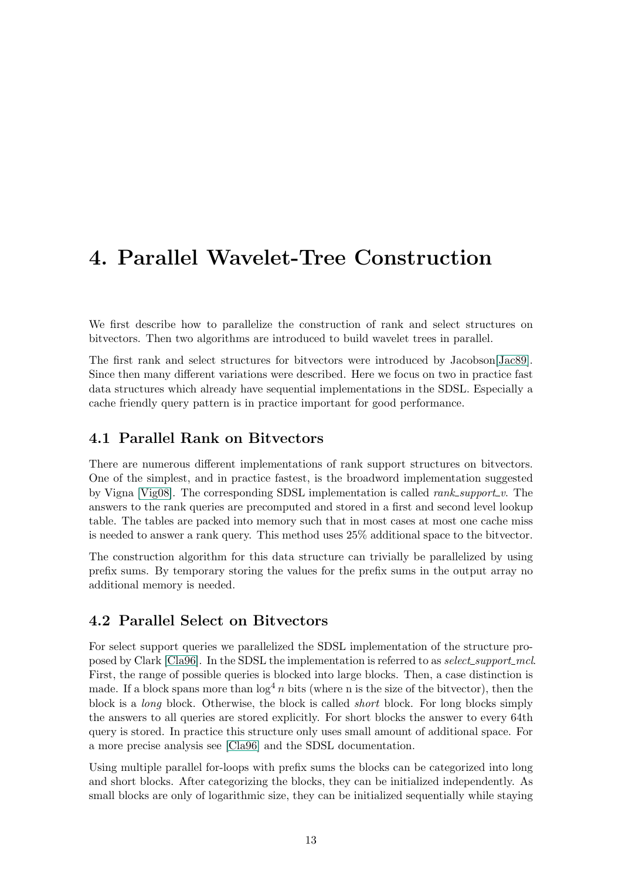# 4. Parallel Wavelet-Tree Construction

We first describe how to parallelize the construction of rank and select structures on bitvectors. Then two algorithms are introduced to build wavelet trees in parallel.

The first rank and select structures for bitvectors were introduced by Jacobson[Jac89]. Since then many different variations were described. Here we focus on two in practice fast data structures which already have sequential implementations in the SDSL. Especially a cache friendly query pattern is in practice important for good performance.

## 4.1 Parallel Rank on Bitvectors

There are numerous different implementations of rank support structures on bitvectors. One of the simplest, and in practice fastest, is the broadword implementation suggested by Vigna [Vig08]. The corresponding SDSL implementation is called *rank_support_v*. The answers to the rank queries are precomputed and stored in a first and second level lookup table. The tables are packed into memory such that in most cases at most one cache miss is needed to answer a rank query. This method uses 25% additional space to the bitvector.

The construction algorithm for this data structure can trivially be parallelized by using prefix sums. By temporary storing the values for the prefix sums in the output array no additional memory is needed.

## 4.2 Parallel Select on Bitvectors

For select support queries we parallelized the SDSL implementation of the structure proposed by Clark [Cla96]. In the SDSL the implementation is referred to as *select_support_mcl*. First, the range of possible queries is blocked into large blocks. Then, a case distinction is made. If a block spans more than $\log^4 n$ bits (where n is the size of the bitvector), then the block is a *long* block. Otherwise, the block is called *short* block. For long blocks simply the answers to all queries are stored explicitly. For short blocks the answer to every 64th query is stored. In practice this structure only uses small amount of additional space. For a more precise analysis see [Cla96] and the SDSL documentation.

Using multiple parallel for-loops with prefix sums the blocks can be categorized into long and short blocks. After categorizing the blocks, they can be initialized independently. As small blocks are only of logarithmic size, they can be initialized sequentially while staying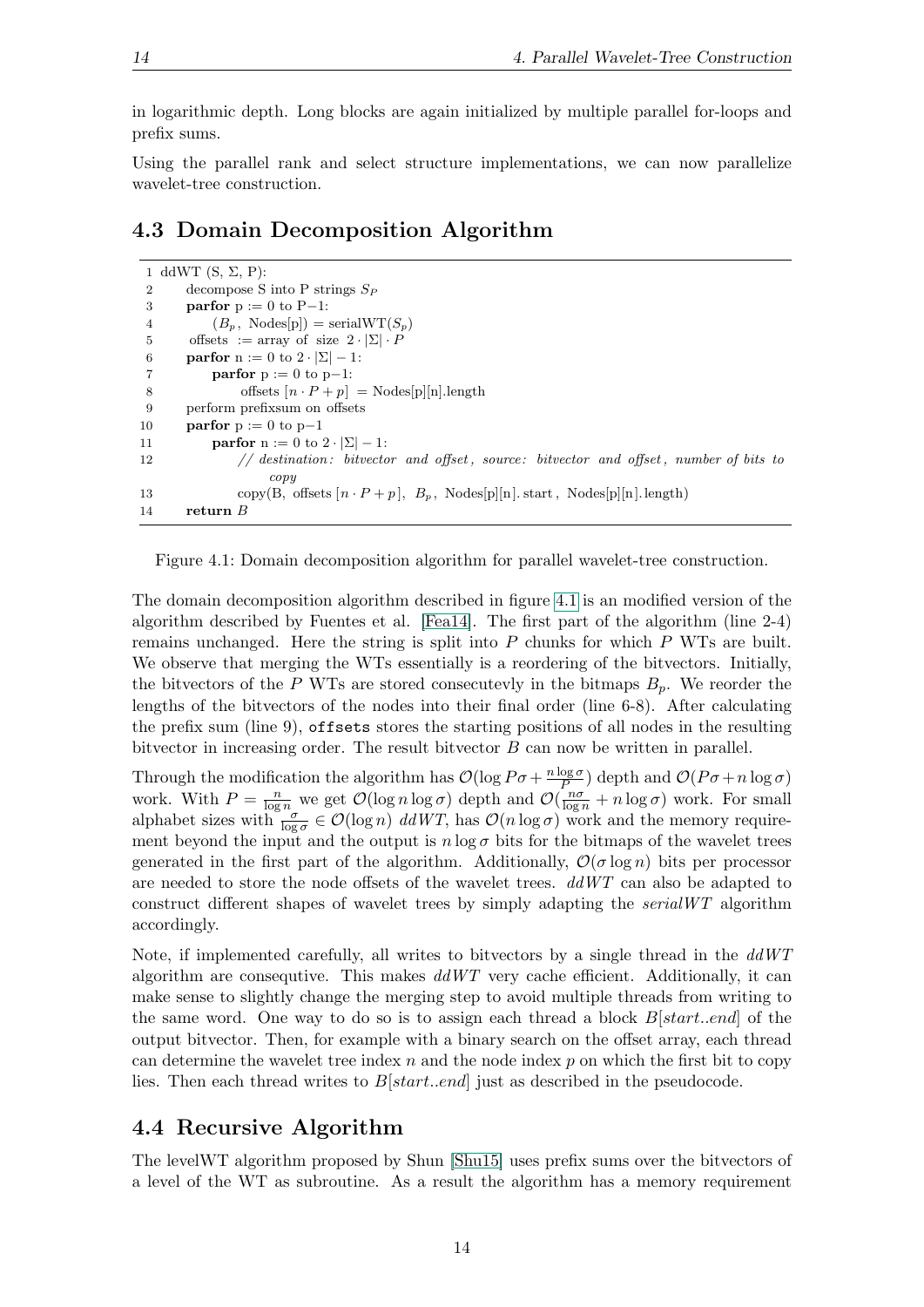in logarithmic depth. Long blocks are again initialized by multiple parallel for-loops and prefix sums.

Using the parallel rank and select structure implementations, we can now parallelize wavelet-tree construction.

## 4.3 Domain Decomposition Algorithm

```
1  ddWT (S, Σ, P):
2      decompose S into P strings S_P
3      parfor p := 0 to P−1:
4          (B_p, Nodes[p]) = serialWT(S_p)
5      offsets := array of size 2·|Σ|·P
6      parfor n := 0 to 2·|Σ| − 1:
7          parfor p := 0 to p−1:
8              offsets [n·P + p] = Nodes[p][n].length
9      perform prefixsum on offsets
10     parfor p := 0 to p−1
11         parfor n := 0 to 2·|Σ| − 1:
12             // destination: bitvector and offset, source: bitvector and offset, number of bits to
                  copy
13             copy(B, offsets [n·P + p], B_p, Nodes[p][n].start, Nodes[p][n].length)
14     return B
```

Figure 4.1: Domain decomposition algorithm for parallel wavelet-tree construction.

The domain decomposition algorithm described in figure 4.1 is an modified version of the algorithm described by Fuentes et al. [Fea14]. The first part of the algorithm (line 2-4) remains unchanged. Here the string is split into $P$ chunks for which $P$ WTs are built. We observe that merging the WTs essentially is a reordering of the bitvectors. Initially, the bitvectors of the $P$ WTs are stored consecutevly in the bitmaps $B_p$. We reorder the lengths of the bitvectors of the nodes into their final order (line 6-8). After calculating the prefix sum (line 9), `offsets` stores the starting positions of all nodes in the resulting bitvector in increasing order. The result bitvector $B$ can now be written in parallel.

Through the modification the algorithm has $\mathcal{O}(\log P\sigma + \frac{n \log \sigma}{P})$ depth and $\mathcal{O}(P\sigma + n \log \sigma)$ work. With $P = \frac{n}{\log n}$ we get $\mathcal{O}(\log n \log \sigma)$ depth and $\mathcal{O}(\frac{n\sigma}{\log n} + n \log \sigma)$ work. For small alphabet sizes with $\frac{\sigma}{\log \sigma} \in \mathcal{O}(\log n)$ *ddWT*, has $\mathcal{O}(n \log \sigma)$ work and the memory requirement beyond the input and the output is $n \log \sigma$ bits for the bitmaps of the wavelet trees generated in the first part of the algorithm. Additionally, $\mathcal{O}(\sigma \log n)$ bits per processor are needed to store the node offsets of the wavelet trees. *ddWT* can also be adapted to construct different shapes of wavelet trees by simply adapting the *serialWT* algorithm accordingly.

Note, if implemented carefully, all writes to bitvectors by a single thread in the *ddWT* algorithm are consequtive. This makes *ddWT* very cache efficient. Additionally, it can make sense to slightly change the merging step to avoid multiple threads from writing to the same word. One way to do so is to assign each thread a block $B[start..end]$ of the output bitvector. Then, for example with a binary search on the offset array, each thread can determine the wavelet tree index $n$ and the node index $p$ on which the first bit to copy lies. Then each thread writes to $B[start..end]$ just as described in the pseudocode.

## 4.4 Recursive Algorithm

The levelWT algorithm proposed by Shun [Shu15] uses prefix sums over the bitvectors of a level of the WT as subroutine. As a result the algorithm has a memory requirement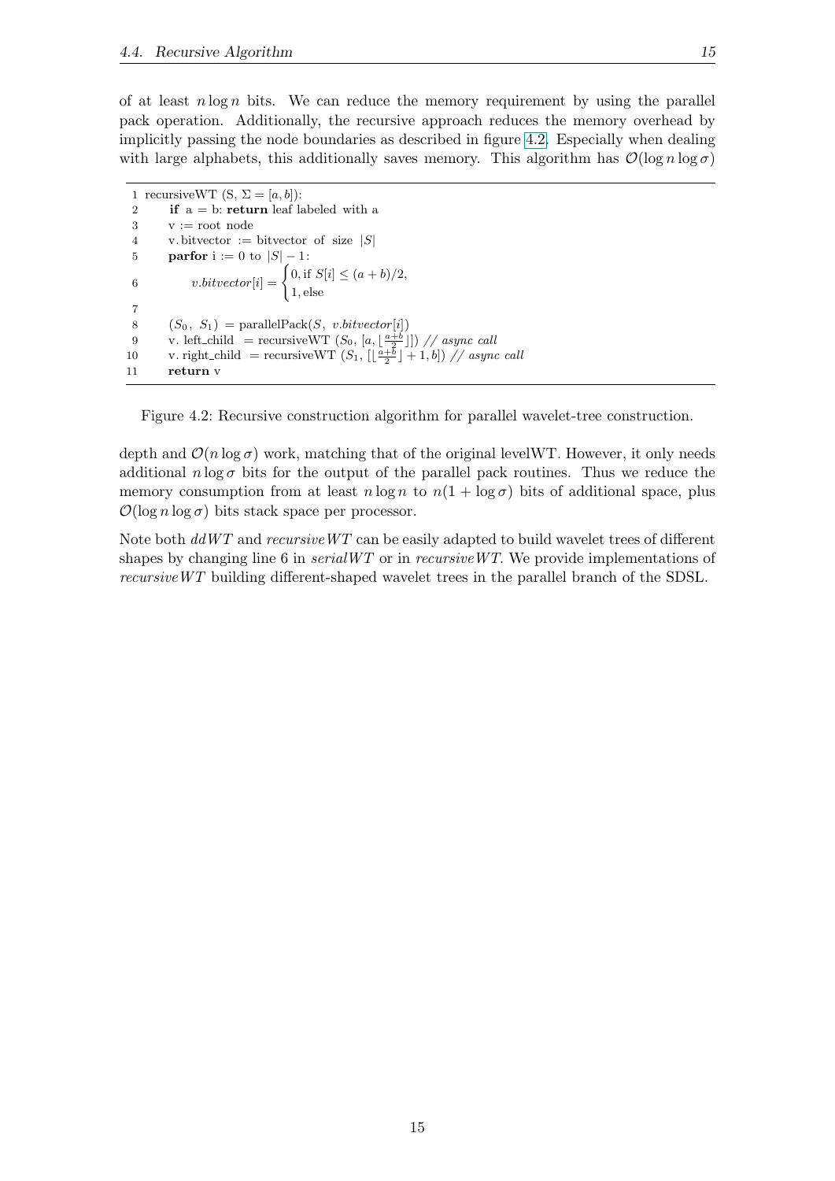of at least $n \log n$ bits. We can reduce the memory requirement by using the parallel pack operation. Additionally, the recursive approach reduces the memory overhead by implicitly passing the node boundaries as described in figure 4.2. Especially when dealing with large alphabets, this additionally saves memory. This algorithm has $\mathcal{O}(\log n \log \sigma)$

```
1  recursiveWT (S, Σ = [a, b]):
2      if a = b: return leaf labeled with a
3      v := root node
4      v.bitvector := bitvector of size |S|
5      parfor i := 0 to |S| − 1:
6          v.bitvector[i] = { 0, if S[i] ≤ (a + b)/2,
                             { 1, else
7
8      (S_0, S_1) = parallelPack(S, v.bitvector[i])
9      v.left_child  = recursiveWT (S_0, [a, ⌊(a+b)/2⌋]) // async call
10     v.right_child = recursiveWT (S_1, [⌊(a+b)/2⌋ + 1, b]) // async call
11     return v
```

Figure 4.2: Recursive construction algorithm for parallel wavelet-tree construction.

depth and $\mathcal{O}(n \log \sigma)$ work, matching that of the original levelWT. However, it only needs additional $n \log \sigma$ bits for the output of the parallel pack routines. Thus we reduce the memory consumption from at least $n \log n$ to $n(1 + \log \sigma)$ bits of additional space, plus $\mathcal{O}(\log n \log \sigma)$ bits stack space per processor.

Note both *ddWT* and *recursiveWT* can be easily adapted to build wavelet trees of different shapes by changing line 6 in *serialWT* or in *recursiveWT*. We provide implementations of *recursiveWT* building different-shaped wavelet trees in the parallel branch of the SDSL.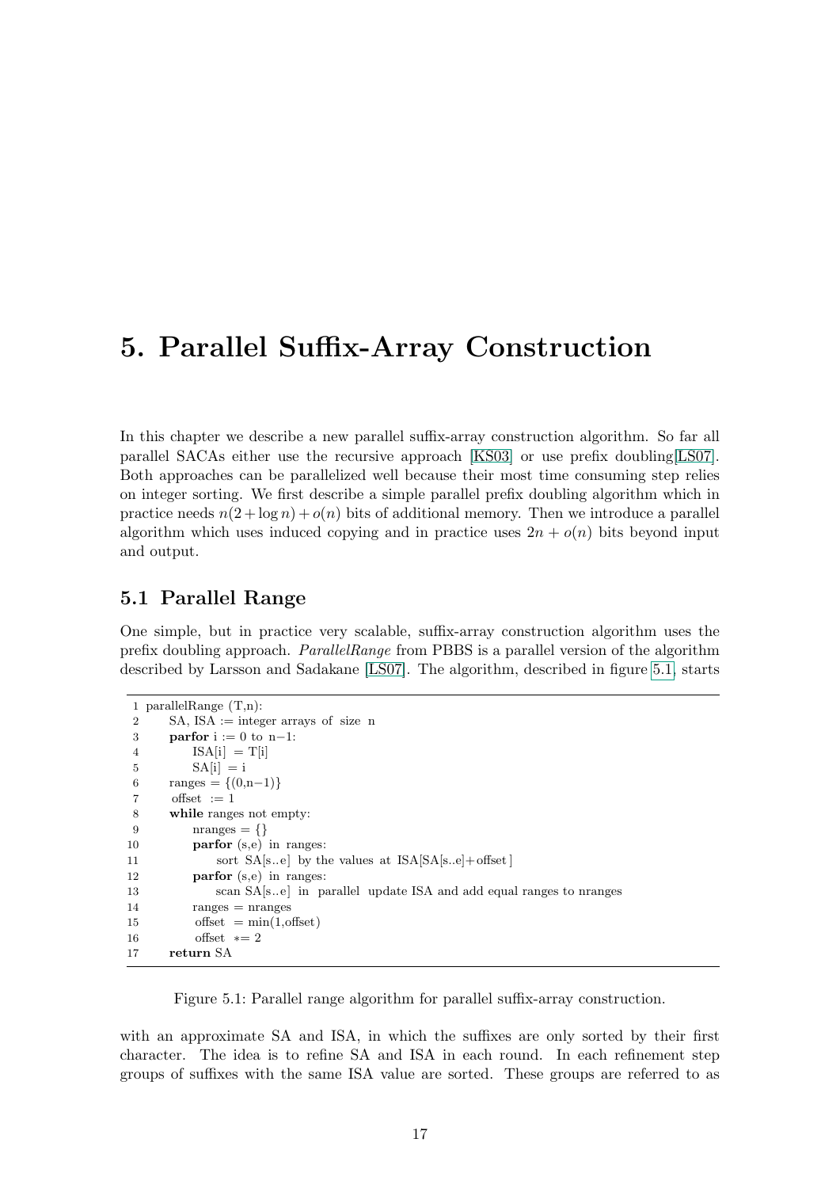# 5. Parallel Suffix-Array Construction

In this chapter we describe a new parallel suffix-array construction algorithm. So far all parallel SACAs either use the recursive approach [KS03] or use prefix doubling[LS07]. Both approaches can be parallelized well because their most time consuming step relies on integer sorting. We first describe a simple parallel prefix doubling algorithm which in practice needs $n(2+\log n)+o(n)$ bits of additional memory. Then we introduce a parallel algorithm which uses induced copying and in practice uses $2n+o(n)$ bits beyond input and output.

## 5.1 Parallel Range

One simple, but in practice very scalable, suffix-array construction algorithm uses the prefix doubling approach. *ParallelRange* from PBBS is a parallel version of the algorithm described by Larsson and Sadakane [LS07]. The algorithm, described in figure 5.1, starts

```
1  parallelRange (T,n):
2      SA, ISA := integer arrays of size n
3      parfor i := 0 to n−1:
4          ISA[i] = T[i]
5          SA[i] = i
6      ranges = {(0,n−1)}
7      offset := 1
8      while ranges not empty:
9          nranges = {}
10         parfor (s,e) in ranges:
11             sort SA[s..e] by the values at ISA[SA[s..e]+offset]
12         parfor (s,e) in ranges:
13             scan SA[s..e] in parallel update ISA and add equal ranges to nranges
14         ranges = nranges
15         offset = min(1,offset)
16         offset *= 2
17     return SA
```

Figure 5.1: Parallel range algorithm for parallel suffix-array construction.

with an approximate SA and ISA, in which the suffixes are only sorted by their first character. The idea is to refine SA and ISA in each round. In each refinement step groups of suffixes with the same ISA value are sorted. These groups are referred to as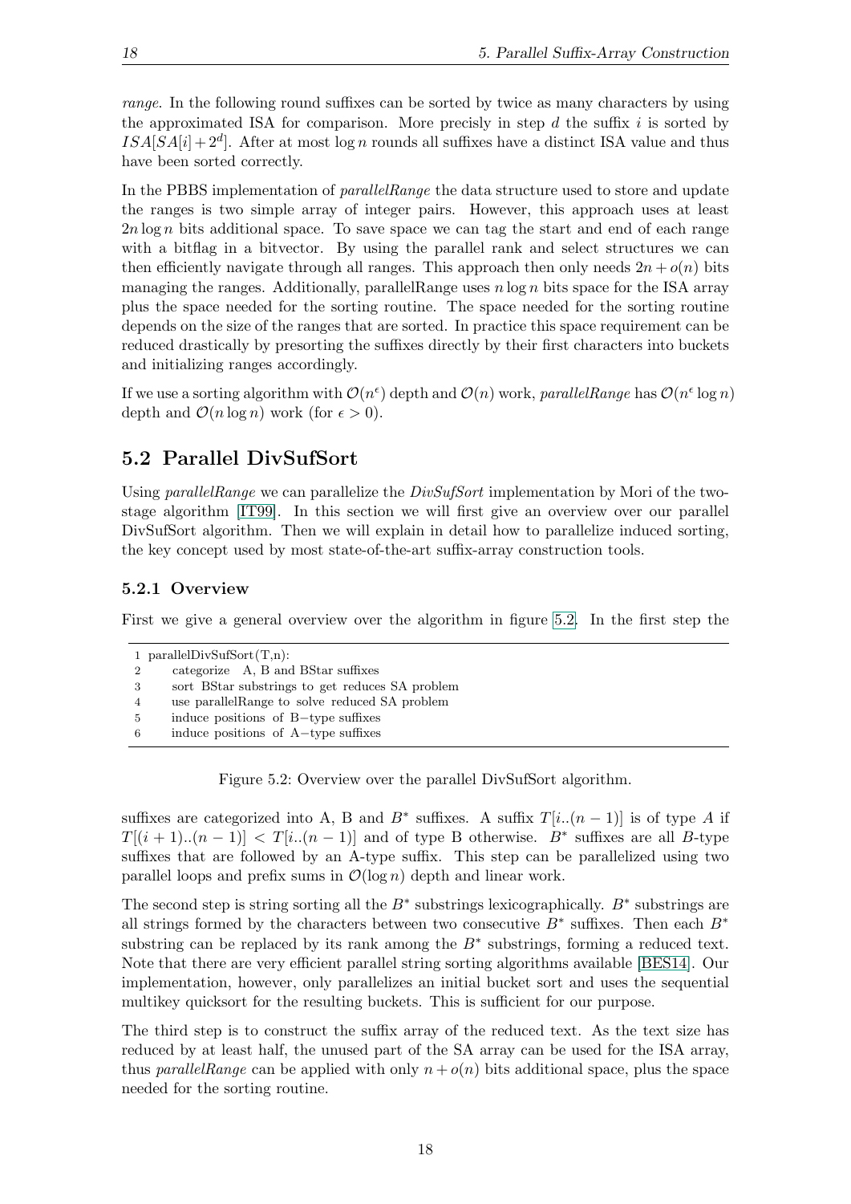*range*. In the following round suffixes can be sorted by twice as many characters by using the approximated ISA for comparison. More precisly in step $d$ the suffix $i$ is sorted by $ISA[SA[i] + 2^d]$. After at most $\log n$ rounds all suffixes have a distinct ISA value and thus have been sorted correctly.

In the PBBS implementation of *parallelRange* the data structure used to store and update the ranges is two simple array of integer pairs. However, this approach uses at least $2n \log n$ bits additional space. To save space we can tag the start and end of each range with a bitflag in a bitvector. By using the parallel rank and select structures we can then efficiently navigate through all ranges. This approach then only needs $2n + o(n)$ bits managing the ranges. Additionally, parallelRange uses $n \log n$ bits space for the ISA array plus the space needed for the sorting routine. The space needed for the sorting routine depends on the size of the ranges that are sorted. In practice this space requirement can be reduced drastically by presorting the suffixes directly by their first characters into buckets and initializing ranges accordingly.

If we use a sorting algorithm with $\mathcal{O}(n^\epsilon)$ depth and $\mathcal{O}(n)$ work, *parallelRange* has $\mathcal{O}(n^\epsilon \log n)$ depth and $\mathcal{O}(n \log n)$ work (for $\epsilon > 0$).

## 5.2 Parallel DivSufSort

Using *parallelRange* we can parallelize the *DivSufSort* implementation by Mori of the two-stage algorithm [IT99]. In this section we will first give an overview over our parallel DivSufSort algorithm. Then we will explain in detail how to parallelize induced sorting, the key concept used by most state-of-the-art suffix-array construction tools.

### 5.2.1 Overview

First we give a general overview over the algorithm in figure 5.2. In the first step the

```
1 parallelDivSufSort(T,n):
2     categorize  A, B and BStar suffixes
3     sort  BStar substrings to get reduces SA problem
4     use parallelRange to  solve  reduced SA problem
5     induce positions  of  B−type suffixes
6     induce positions  of  A−type suffixes
```

Figure 5.2: Overview over the parallel DivSufSort algorithm.

suffixes are categorized into A, B and $B^*$ suffixes. A suffix $T[i..(n-1)]$ is of type $A$ if $T[(i+1)..(n-1)] < T[i..(n-1)]$ and of type B otherwise. $B^*$ suffixes are all $B$-type suffixes that are followed by an A-type suffix. This step can be parallelized using two parallel loops and prefix sums in $\mathcal{O}(\log n)$ depth and linear work.

The second step is string sorting all the $B^*$ substrings lexicographically. $B^*$ substrings are all strings formed by the characters between two consecutive $B^*$ suffixes. Then each $B^*$ substring can be replaced by its rank among the $B^*$ substrings, forming a reduced text. Note that there are very efficient parallel string sorting algorithms available [BES14]. Our implementation, however, only parallelizes an initial bucket sort and uses the sequential multikey quicksort for the resulting buckets. This is sufficient for our purpose.

The third step is to construct the suffix array of the reduced text. As the text size has reduced by at least half, the unused part of the SA array can be used for the ISA array, thus *parallelRange* can be applied with only $n + o(n)$ bits additional space, plus the space needed for the sorting routine.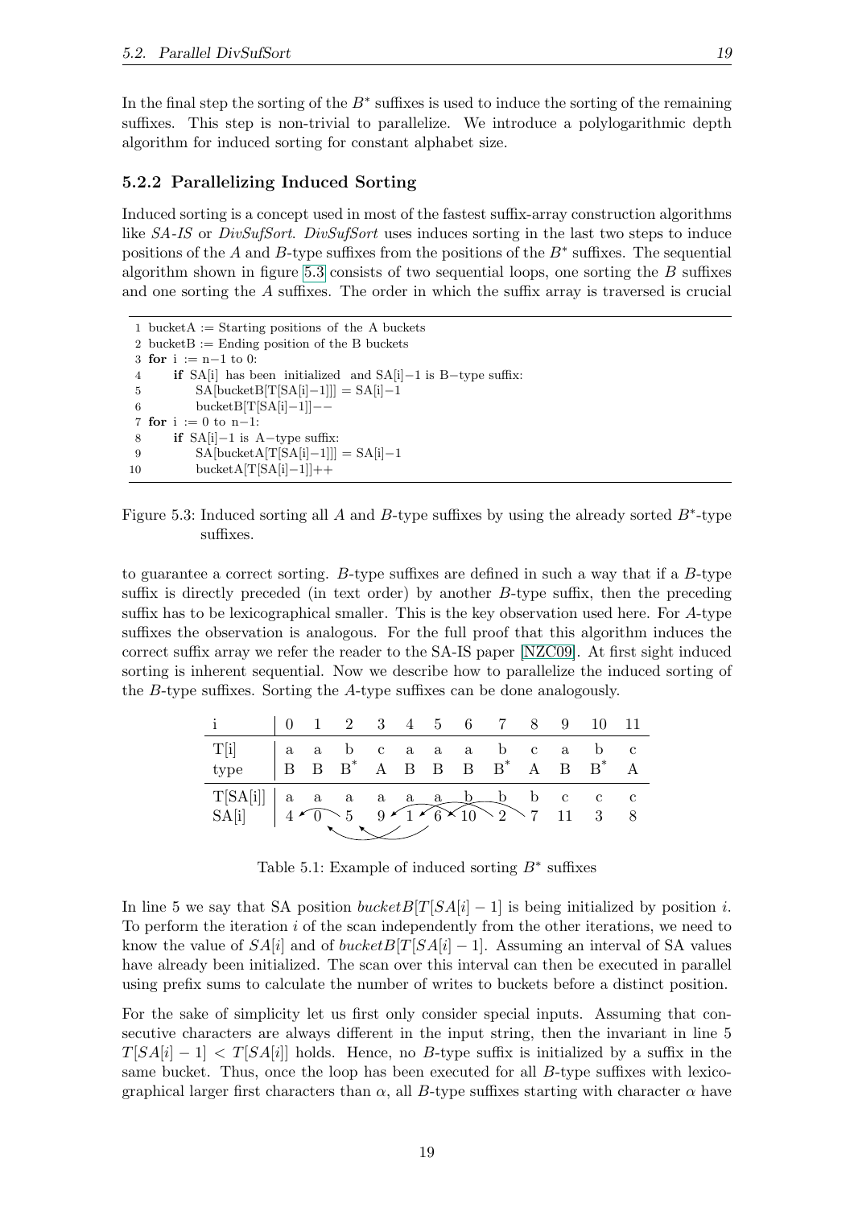In the final step the sorting of the $B^*$ suffixes is used to induce the sorting of the remaining suffixes. This step is non-trivial to parallelize. We introduce a polylogarithmic depth algorithm for induced sorting for constant alphabet size.

### 5.2.2 Parallelizing Induced Sorting

Induced sorting is a concept used in most of the fastest suffix-array construction algorithms like *SA-IS* or *DivSufSort*. *DivSufSort* uses induces sorting in the last two steps to induce positions of the $A$ and $B$-type suffixes from the positions of the $B^*$ suffixes. The sequential algorithm shown in figure 5.3 consists of two sequential loops, one sorting the $B$ suffixes and one sorting the $A$ suffixes. The order in which the suffix array is traversed is crucial

```
1  bucketA := Starting positions of the A buckets
2  bucketB := Ending position of the B buckets
3  for i := n−1 to 0:
4      if SA[i] has been initialized and SA[i]−1 is B−type suffix:
5          SA[bucketB[T[SA[i]−1]]] = SA[i]−1
6          bucketB[T[SA[i]−1]]−−
7  for i := 0 to n−1:
8      if SA[i]−1 is A−type suffix:
9          SA[bucketA[T[SA[i]−1]]] = SA[i]−1
10         bucketA[T[SA[i]−1]]++
```

Figure 5.3: Induced sorting all $A$ and $B$-type suffixes by using the already sorted $B^*$-type suffixes.

to guarantee a correct sorting. $B$-type suffixes are defined in such a way that if a $B$-type suffix is directly preceded (in text order) by another $B$-type suffix, then the preceding suffix has to be lexicographical smaller. This is the key observation used here. For $A$-type suffixes the observation is analogous. For the full proof that this algorithm induces the correct suffix array we refer the reader to the SA-IS paper [NZC09]. At first sight induced sorting is inherent sequential. Now we describe how to parallelize the induced sorting of the $B$-type suffixes. Sorting the $A$-type suffixes can be done analogously.

| i | 0 | 1 | 2 | 3 | 4 | 5 | 6 | 7 | 8 | 9 | 10 | 11 |
|---|---|---|---|---|---|---|---|---|---|---|---|---|
| T[i] | a | a | b | c | a | a | a | b | c | a | b | c |
| type | B | B | $B^*$ | A | B | B | B | $B^*$ | A | B | $B^*$ | A |
| T[SA[i]] | a | a | a | a | a | a | b | b | b | c | c | c |
| SA[i] | 4 | 0 | 5 | 9 | 1 | 6 | 10 | 2 | 7 | 11 | 3 | 8 |

Table 5.1: Example of induced sorting $B^*$ suffixes

In line 5 we say that SA position $bucketB[T[SA[i]-1]$ is being initialized by position $i$. To perform the iteration $i$ of the scan independently from the other iterations, we need to know the value of $SA[i]$ and of $bucketB[T[SA[i]-1]$. Assuming an interval of SA values have already been initialized. The scan over this interval can then be executed in parallel using prefix sums to calculate the number of writes to buckets before a distinct position.

For the sake of simplicity let us first only consider special inputs. Assuming that consecutive characters are always different in the input string, then the invariant in line 5 $T[SA[i]-1] < T[SA[i]]$ holds. Hence, no $B$-type suffix is initialized by a suffix in the same bucket. Thus, once the loop has been executed for all $B$-type suffixes with lexicographical larger first characters than $\alpha$, all $B$-type suffixes starting with character $\alpha$ have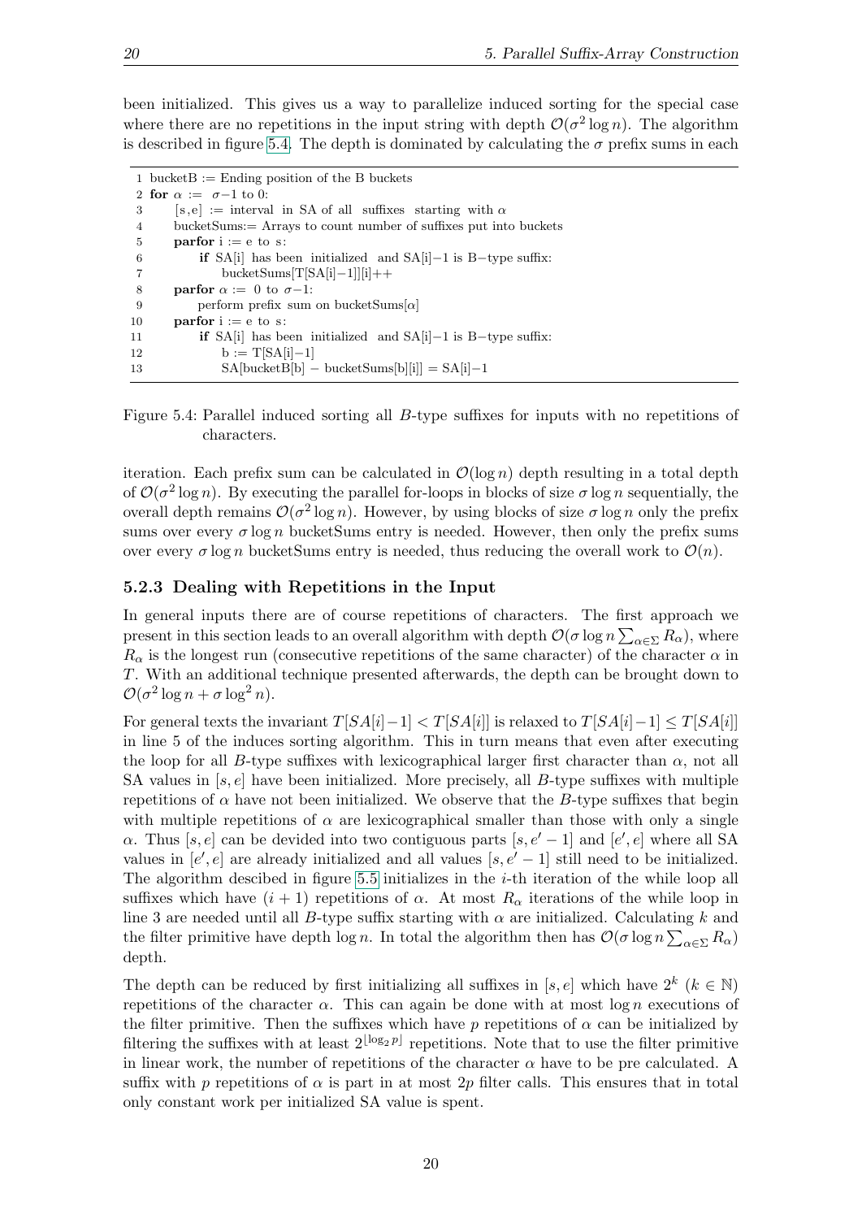been initialized. This gives us a way to parallelize induced sorting for the special case where there are no repetitions in the input string with depth $\mathcal{O}(\sigma^2 \log n)$. The algorithm is described in figure 5.4. The depth is dominated by calculating the $\sigma$ prefix sums in each

```
1  bucketB := Ending position of the B buckets
2  for α := σ−1 to 0:
3      [s,e] := interval in SA of all suffixes starting with α
4      bucketSums:= Arrays to count number of suffixes put into buckets
5      parfor i := e to s:
6          if SA[i] has been initialized and SA[i]−1 is B−type suffix:
7              bucketSums[T[SA[i]−1]][i]++
8      parfor α := 0 to σ−1:
9          perform prefix sum on bucketSums[α]
10     parfor i := e to s:
11         if SA[i] has been initialized and SA[i]−1 is B−type suffix:
12             b := T[SA[i]−1]
13             SA[bucketB[b] − bucketSums[b][i]] = SA[i]−1
```

Figure 5.4: Parallel induced sorting all $B$-type suffixes for inputs with no repetitions of characters.

iteration. Each prefix sum can be calculated in $\mathcal{O}(\log n)$ depth resulting in a total depth of $\mathcal{O}(\sigma^2 \log n)$. By executing the parallel for-loops in blocks of size $\sigma \log n$ sequentially, the overall depth remains $\mathcal{O}(\sigma^2 \log n)$. However, by using blocks of size $\sigma \log n$ only the prefix sums over every $\sigma \log n$ bucketSums entry is needed. However, then only the prefix sums over every $\sigma \log n$ bucketSums entry is needed, thus reducing the overall work to $\mathcal{O}(n)$.

### 5.2.3 Dealing with Repetitions in the Input

In general inputs there are of course repetitions of characters. The first approach we present in this section leads to an overall algorithm with depth $\mathcal{O}(\sigma \log n \sum_{\alpha \in \Sigma} R_\alpha)$, where $R_\alpha$ is the longest run (consecutive repetitions of the same character) of the character $\alpha$ in $T$. With an additional technique presented afterwards, the depth can be brought down to $\mathcal{O}(\sigma^2 \log n + \sigma \log^2 n)$.

For general texts the invariant $T[SA[i]-1] < T[SA[i]]$ is relaxed to $T[SA[i]-1] \leq T[SA[i]]$ in line 5 of the induces sorting algorithm. This in turn means that even after executing the loop for all $B$-type suffixes with lexicographical larger first character than $\alpha$, not all SA values in $[s, e]$ have been initialized. More precisely, all $B$-type suffixes with multiple repetitions of $\alpha$ have not been initialized. We observe that the $B$-type suffixes that begin with multiple repetitions of $\alpha$ are lexicographical smaller than those with only a single $\alpha$. Thus $[s, e]$ can be devided into two contiguous parts $[s, e'-1]$ and $[e', e]$ where all SA values in $[e', e]$ are already initialized and all values $[s, e'-1]$ still need to be initialized. The algorithm descibed in figure 5.5 initializes in the $i$-th iteration of the while loop all suffixes which have $(i+1)$ repetitions of $\alpha$. At most $R_\alpha$ iterations of the while loop in line 3 are needed until all $B$-type suffix starting with $\alpha$ are initialized. Calculating $k$ and the filter primitive have depth $\log n$. In total the algorithm then has $\mathcal{O}(\sigma \log n \sum_{\alpha \in \Sigma} R_\alpha)$ depth.

The depth can be reduced by first initializing all suffixes in $[s, e]$ which have $2^k$ ($k \in \mathbb{N}$) repetitions of the character $\alpha$. This can again be done with at most $\log n$ executions of the filter primitive. Then the suffixes which have $p$ repetitions of $\alpha$ can be initialized by filtering the suffixes with at least $2^{\lfloor \log_2 p \rfloor}$ repetitions. Note that to use the filter primitive in linear work, the number of repetitions of the character $\alpha$ have to be pre calculated. A suffix with $p$ repetitions of $\alpha$ is part in at most $2p$ filter calls. This ensures that in total only constant work per initialized SA value is spent.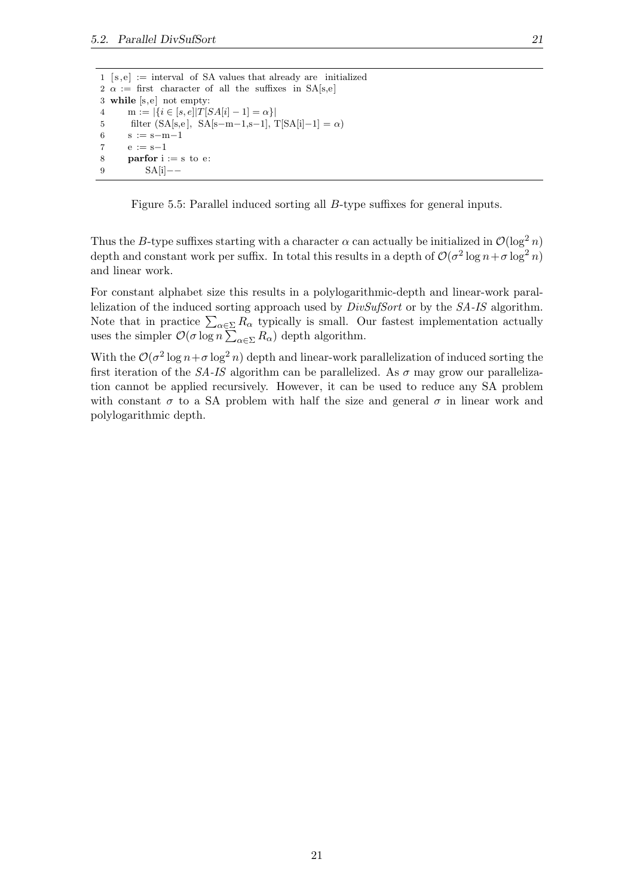```
1 [s,e] := interval of SA values that already are initialized
2 α := first character of all the suffixes in SA[s,e]
3 while [s,e] not empty:
4     m := |{i ∈ [s,e]|T[SA[i] − 1] = α}|
5     filter (SA[s,e], SA[s−m−1,s−1], T[SA[i]−1] = α)
6     s := s−m−1
7     e := s−1
8     parfor i := s to e:
9         SA[i]−−
```

Figure 5.5: Parallel induced sorting all $B$-type suffixes for general inputs.

Thus the $B$-type suffixes starting with a character $\alpha$ can actually be initialized in $\mathcal{O}(\log^2 n)$ depth and constant work per suffix. In total this results in a depth of $\mathcal{O}(\sigma^2 \log n + \sigma \log^2 n)$ and linear work.

For constant alphabet size this results in a polylogarithmic-depth and linear-work parallelization of the induced sorting approach used by *DivSufSort* or by the *SA-IS* algorithm. Note that in practice $\sum_{\alpha \in \Sigma} R_\alpha$ typically is small. Our fastest implementation actually uses the simpler $\mathcal{O}(\sigma \log n \sum_{\alpha \in \Sigma} R_\alpha)$ depth algorithm.

With the $\mathcal{O}(\sigma^2 \log n + \sigma \log^2 n)$ depth and linear-work parallelization of induced sorting the first iteration of the *SA-IS* algorithm can be parallelized. As $\sigma$ may grow our parallelization cannot be applied recursively. However, it can be used to reduce any SA problem with constant $\sigma$ to a SA problem with half the size and general $\sigma$ in linear work and polylogarithmic depth.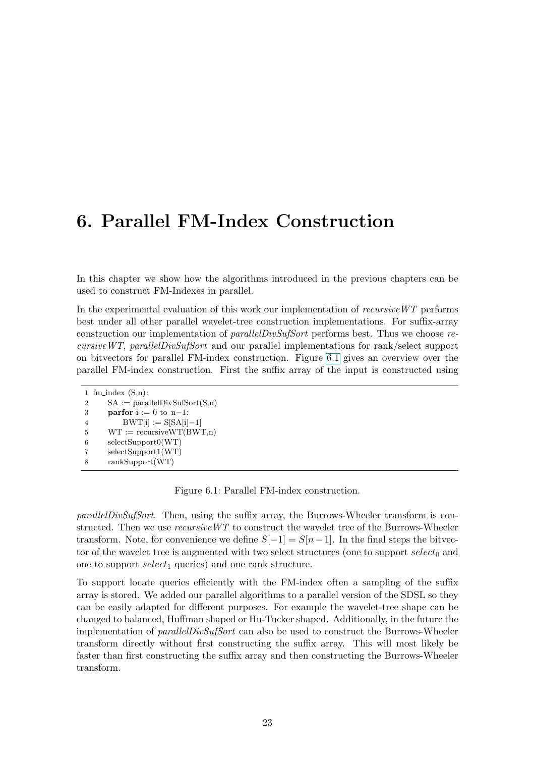# 6. Parallel FM-Index Construction

In this chapter we show how the algorithms introduced in the previous chapters can be used to construct FM-Indexes in parallel.

In the experimental evaluation of this work our implementation of *recursiveWT* performs best under all other parallel wavelet-tree construction implementations. For suffix-array construction our implementation of *parallelDivSufSort* performs best. Thus we choose *recursiveWT*, *parallelDivSufSort* and our parallel implementations for rank/select support on bitvectors for parallel FM-index construction. Figure 6.1 gives an overview over the parallel FM-index construction. First the suffix array of the input is constructed using

```
1 fm_index (S,n):
2     SA := parallelDivSufSort(S,n)
3     parfor i := 0 to n−1:
4         BWT[i] := S[SA[i]−1]
5     WT := recursiveWT(BWT,n)
6     selectSupport0(WT)
7     selectSupport1(WT)
8     rankSupport(WT)
```

Figure 6.1: Parallel FM-index construction.

*parallelDivSufSort*. Then, using the suffix array, the Burrows-Wheeler transform is constructed. Then we use *recursiveWT* to construct the wavelet tree of the Burrows-Wheeler transform. Note, for convenience we define $S[-1] = S[n-1]$. In the final steps the bitvector of the wavelet tree is augmented with two select structures (one to support $select_0$ and one to support $select_1$ queries) and one rank structure.

To support locate queries efficiently with the FM-index often a sampling of the suffix array is stored. We added our parallel algorithms to a parallel version of the SDSL so they can be easily adapted for different purposes. For example the wavelet-tree shape can be changed to balanced, Huffman shaped or Hu-Tucker shaped. Additionally, in the future the implementation of *parallelDivSufSort* can also be used to construct the Burrows-Wheeler transform directly without first constructing the suffix array. This will most likely be faster than first constructing the suffix array and then constructing the Burrows-Wheeler transform.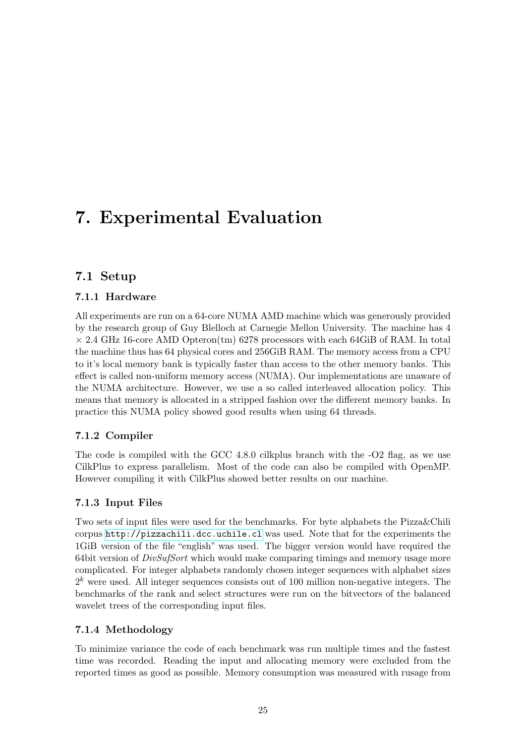# 7. Experimental Evaluation

## 7.1 Setup

### 7.1.1 Hardware

All experiments are run on a 64-core NUMA AMD machine which was generously provided by the research group of Guy Blelloch at Carnegie Mellon University. The machine has 4 $\times$ 2.4 GHz 16-core AMD Opteron(tm) 6278 processors with each 64GiB of RAM. In total the machine thus has 64 physical cores and 256GiB RAM. The memory access from a CPU to it's local memory bank is typically faster than access to the other memory banks. This effect is called non-uniform memory access (NUMA). Our implementations are unaware of the NUMA architecture. However, we use a so called interleaved allocation policy. This means that memory is allocated in a stripped fashion over the different memory banks. In practice this NUMA policy showed good results when using 64 threads.

### 7.1.2 Compiler

The code is compiled with the GCC 4.8.0 cilkplus branch with the -O2 flag, as we use CilkPlus to express parallelism. Most of the code can also be compiled with OpenMP. However compiling it with CilkPlus showed better results on our machine.

### 7.1.3 Input Files

Two sets of input files were used for the benchmarks. For byte alphabets the Pizza&Chili corpus `http://pizzachili.dcc.uchile.cl` was used. Note that for the experiments the 1GiB version of the file "english" was used. The bigger version would have required the 64bit version of *DivSufSort* which would make comparing timings and memory usage more complicated. For integer alphabets randomly chosen integer sequences with alphabet sizes $2^k$ were used. All integer sequences consists out of 100 million non-negative integers. The benchmarks of the rank and select structures were run on the bitvectors of the balanced wavelet trees of the corresponding input files.

### 7.1.4 Methodology

To minimize variance the code of each benchmark was run multiple times and the fastest time was recorded. Reading the input and allocating memory were excluded from the reported times as good as possible. Memory consumption was measured with rusage from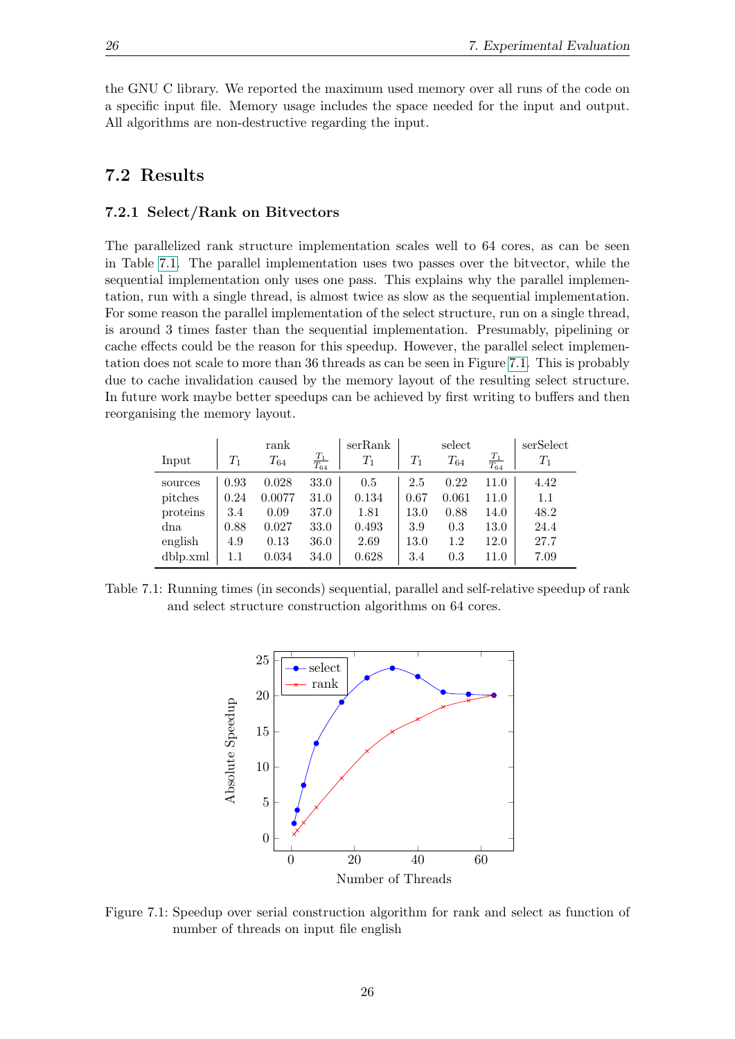the GNU C library. We reported the maximum used memory over all runs of the code on a specific input file. Memory usage includes the space needed for the input and output. All algorithms are non-destructive regarding the input.

## 7.2 Results

### 7.2.1 Select/Rank on Bitvectors

The parallelized rank structure implementation scales well to 64 cores, as can be seen in Table 7.1. The parallel implementation uses two passes over the bitvector, while the sequential implementation only uses one pass. This explains why the parallel implementation, run with a single thread, is almost twice as slow as the sequential implementation. For some reason the parallel implementation of the select structure, run on a single thread, is around 3 times faster than the sequential implementation. Presumably, pipelining or cache effects could be the reason for this speedup. However, the parallel select implementation does not scale to more than 36 threads as can be seen in Figure 7.1. This is probably due to cache invalidation caused by the memory layout of the resulting select structure. In future work maybe better speedups can be achieved by first writing to buffers and then reorganising the memory layout.

| Input | rank $T_1$ | rank $T_{64}$ | rank $\frac{T_1}{T_{64}}$ | serRank $T_1$ | select $T_1$ | select $T_{64}$ | select $\frac{T_1}{T_{64}}$ | serSelect $T_1$ |
|---|---|---|---|---|---|---|---|---|
| sources | 0.93 | 0.028 | 33.0 | 0.5 | 2.5 | 0.22 | 11.0 | 4.42 |
| pitches | 0.24 | 0.0077 | 31.0 | 0.134 | 0.67 | 0.061 | 11.0 | 1.1 |
| proteins | 3.4 | 0.09 | 37.0 | 1.81 | 13.0 | 0.88 | 14.0 | 48.2 |
| dna | 0.88 | 0.027 | 33.0 | 0.493 | 3.9 | 0.3 | 13.0 | 24.4 |
| english | 4.9 | 0.13 | 36.0 | 2.69 | 13.0 | 1.2 | 12.0 | 27.7 |
| dblp.xml | 1.1 | 0.034 | 34.0 | 0.628 | 3.4 | 0.3 | 11.0 | 7.09 |

Table 7.1: Running times (in seconds) sequential, parallel and self-relative speedup of rank and select structure construction algorithms on 64 cores.

Figure 7.1: Speedup over serial construction algorithm for rank and select as function of number of threads on input file english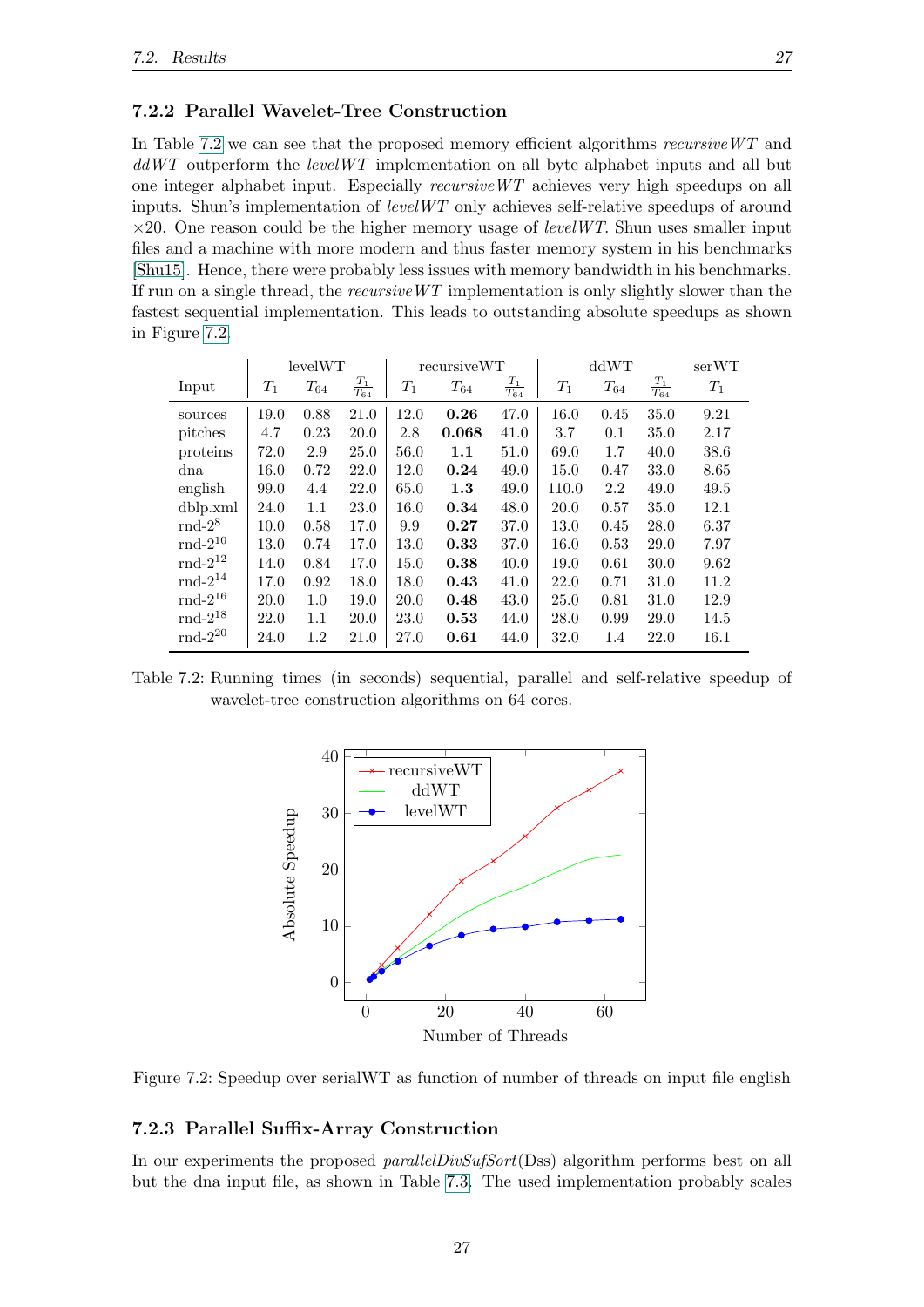### 7.2.2 Parallel Wavelet-Tree Construction

In Table 7.2 we can see that the proposed memory efficient algorithms *recursiveWT* and *ddWT* outperform the *levelWT* implementation on all byte alphabet inputs and all but one integer alphabet input. Especially *recursiveWT* achieves very high speedups on all inputs. Shun's implementation of *levelWT* only achieves self-relative speedups of around $\times 20$. One reason could be the higher memory usage of *levelWT*. Shun uses smaller input files and a machine with more modern and thus faster memory system in his benchmarks [Shu15]. Hence, there were probably less issues with memory bandwidth in his benchmarks. If run on a single thread, the *recursiveWT* implementation is only slightly slower than the fastest sequential implementation. This leads to outstanding absolute speedups as shown in Figure 7.2.

| | levelWT | | | recursiveWT | | | ddWT | | | serWT |
|---|---|---|---|---|---|---|---|---|---|---|
| Input | $T_1$ | $T_{64}$ | $\frac{T_1}{T_{64}}$ | $T_1$ | $T_{64}$ | $\frac{T_1}{T_{64}}$ | $T_1$ | $T_{64}$ | $\frac{T_1}{T_{64}}$ | $T_1$ |
| sources | 19.0 | 0.88 | 21.0 | 12.0 | **0.26** | 47.0 | 16.0 | 0.45 | 35.0 | 9.21 |
| pitches | 4.7 | 0.23 | 20.0 | 2.8 | **0.068** | 41.0 | 3.7 | 0.1 | 35.0 | 2.17 |
| proteins | 72.0 | 2.9 | 25.0 | 56.0 | **1.1** | 51.0 | 69.0 | 1.7 | 40.0 | 38.6 |
| dna | 16.0 | 0.72 | 22.0 | 12.0 | **0.24** | 49.0 | 15.0 | 0.47 | 33.0 | 8.65 |
| english | 99.0 | 4.4 | 22.0 | 65.0 | **1.3** | 49.0 | 110.0 | 2.2 | 49.0 | 49.5 |
| dblp.xml | 24.0 | 1.1 | 23.0 | 16.0 | **0.34** | 48.0 | 20.0 | 0.57 | 35.0 | 12.1 |
| rnd-$2^8$ | 10.0 | 0.58 | 17.0 | 9.9 | **0.27** | 37.0 | 13.0 | 0.45 | 28.0 | 6.37 |
| rnd-$2^{10}$ | 13.0 | 0.74 | 17.0 | 13.0 | **0.33** | 37.0 | 16.0 | 0.53 | 29.0 | 7.97 |
| rnd-$2^{12}$ | 14.0 | 0.84 | 17.0 | 15.0 | **0.38** | 40.0 | 19.0 | 0.61 | 30.0 | 9.62 |
| rnd-$2^{14}$ | 17.0 | 0.92 | 18.0 | 18.0 | **0.43** | 41.0 | 22.0 | 0.71 | 31.0 | 11.2 |
| rnd-$2^{16}$ | 20.0 | 1.0 | 19.0 | 20.0 | **0.48** | 43.0 | 25.0 | 0.81 | 31.0 | 12.9 |
| rnd-$2^{18}$ | 22.0 | 1.1 | 20.0 | 23.0 | **0.53** | 44.0 | 28.0 | 0.99 | 29.0 | 14.5 |
| rnd-$2^{20}$ | 24.0 | 1.2 | 21.0 | 27.0 | **0.61** | 44.0 | 32.0 | 1.4 | 22.0 | 16.1 |

Table 7.2: Running times (in seconds) sequential, parallel and self-relative speedup of wavelet-tree construction algorithms on 64 cores.

Figure 7.2: Speedup over serialWT as function of number of threads on input file english

### 7.2.3 Parallel Suffix-Array Construction

In our experiments the proposed *parallelDivSufSort*(Dss) algorithm performs best on all but the dna input file, as shown in Table 7.3. The used implementation probably scales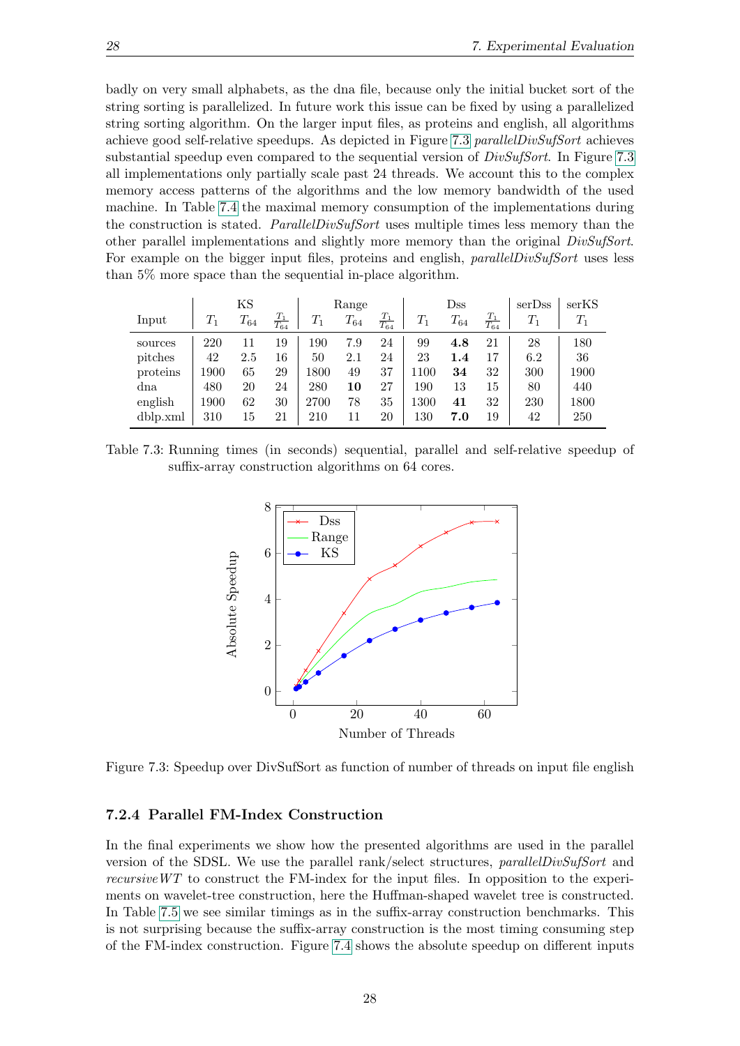badly on very small alphabets, as the dna file, because only the initial bucket sort of the string sorting is parallelized. In future work this issue can be fixed by using a parallelized string sorting algorithm. On the larger input files, as proteins and english, all algorithms achieve good self-relative speedups. As depicted in Figure 7.3 *parallelDivSufSort* achieves substantial speedup even compared to the sequential version of *DivSufSort*. In Figure 7.3 all implementations only partially scale past 24 threads. We account this to the complex memory access patterns of the algorithms and the low memory bandwidth of the used machine. In Table 7.4 the maximal memory consumption of the implementations during the construction is stated. *ParallelDivSufSort* uses multiple times less memory than the other parallel implementations and slightly more memory than the original *DivSufSort*. For example on the bigger input files, proteins and english, *parallelDivSufSort* uses less than 5% more space than the sequential in-place algorithm.

| | KS | | | Range | | | Dss | | | serDss | serKS |
|---|---|---|---|---|---|---|---|---|---|---|---|
| Input | $T_1$ | $T_{64}$ | $\frac{T_1}{T_{64}}$ | $T_1$ | $T_{64}$ | $\frac{T_1}{T_{64}}$ | $T_1$ | $T_{64}$ | $\frac{T_1}{T_{64}}$ | $T_1$ | $T_1$ |
| sources | 220 | 11 | 19 | 190 | 7.9 | 24 | 99 | **4.8** | 21 | 28 | 180 |
| pitches | 42 | 2.5 | 16 | 50 | 2.1 | 24 | 23 | **1.4** | 17 | 6.2 | 36 |
| proteins | 1900 | 65 | 29 | 1800 | 49 | 37 | 1100 | **34** | 32 | 300 | 1900 |
| dna | 480 | 20 | 24 | 280 | **10** | 27 | 190 | 13 | 15 | 80 | 440 |
| english | 1900 | 62 | 30 | 2700 | 78 | 35 | 1300 | **41** | 32 | 230 | 1800 |
| dblp.xml | 310 | 15 | 21 | 210 | 11 | 20 | 130 | **7.0** | 19 | 42 | 250 |

Table 7.3: Running times (in seconds) sequential, parallel and self-relative speedup of suffix-array construction algorithms on 64 cores.

Figure 7.3: Speedup over DivSufSort as function of number of threads on input file english

### 7.2.4 Parallel FM-Index Construction

In the final experiments we show how the presented algorithms are used in the parallel version of the SDSL. We use the parallel rank/select structures, *parallelDivSufSort* and *recursiveWT* to construct the FM-index for the input files. In opposition to the experiments on wavelet-tree construction, here the Huffman-shaped wavelet tree is constructed. In Table 7.5 we see similar timings as in the suffix-array construction benchmarks. This is not surprising because the suffix-array construction is the most timing consuming step of the FM-index construction. Figure 7.4 shows the absolute speedup on different inputs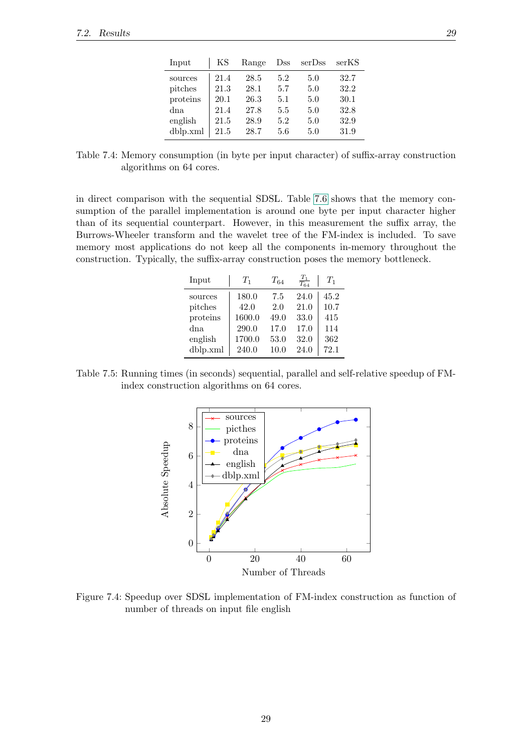| Input | KS | Range | Dss | serDss | serKS |
|---|---|---|---|---|---|
| sources | 21.4 | 28.5 | 5.2 | 5.0 | 32.7 |
| pitches | 21.3 | 28.1 | 5.7 | 5.0 | 32.2 |
| proteins | 20.1 | 26.3 | 5.1 | 5.0 | 30.1 |
| dna | 21.4 | 27.8 | 5.5 | 5.0 | 32.8 |
| english | 21.5 | 28.9 | 5.2 | 5.0 | 32.9 |
| dblp.xml | 21.5 | 28.7 | 5.6 | 5.0 | 31.9 |

Table 7.4: Memory consumption (in byte per input character) of suffix-array construction algorithms on 64 cores.

in direct comparison with the sequential SDSL. Table 7.6 shows that the memory consumption of the parallel implementation is around one byte per input character higher than of its sequential counterpart. However, in this measurement the suffix array, the Burrows-Wheeler transform and the wavelet tree of the FM-index is included. To save memory most applications do not keep all the components in-memory throughout the construction. Typically, the suffix-array construction poses the memory bottleneck.

| Input | $T_1$ | $T_{64}$ | $\frac{T_1}{T_{64}}$ | $T_1$ |
|---|---|---|---|---|
| sources | 180.0 | 7.5 | 24.0 | 45.2 |
| pitches | 42.0 | 2.0 | 21.0 | 10.7 |
| proteins | 1600.0 | 49.0 | 33.0 | 415 |
| dna | 290.0 | 17.0 | 17.0 | 114 |
| english | 1700.0 | 53.0 | 32.0 | 362 |
| dblp.xml | 240.0 | 10.0 | 24.0 | 72.1 |

Table 7.5: Running times (in seconds) sequential, parallel and self-relative speedup of FM-index construction algorithms on 64 cores.

Figure 7.4: Speedup over SDSL implementation of FM-index construction as function of number of threads on input file english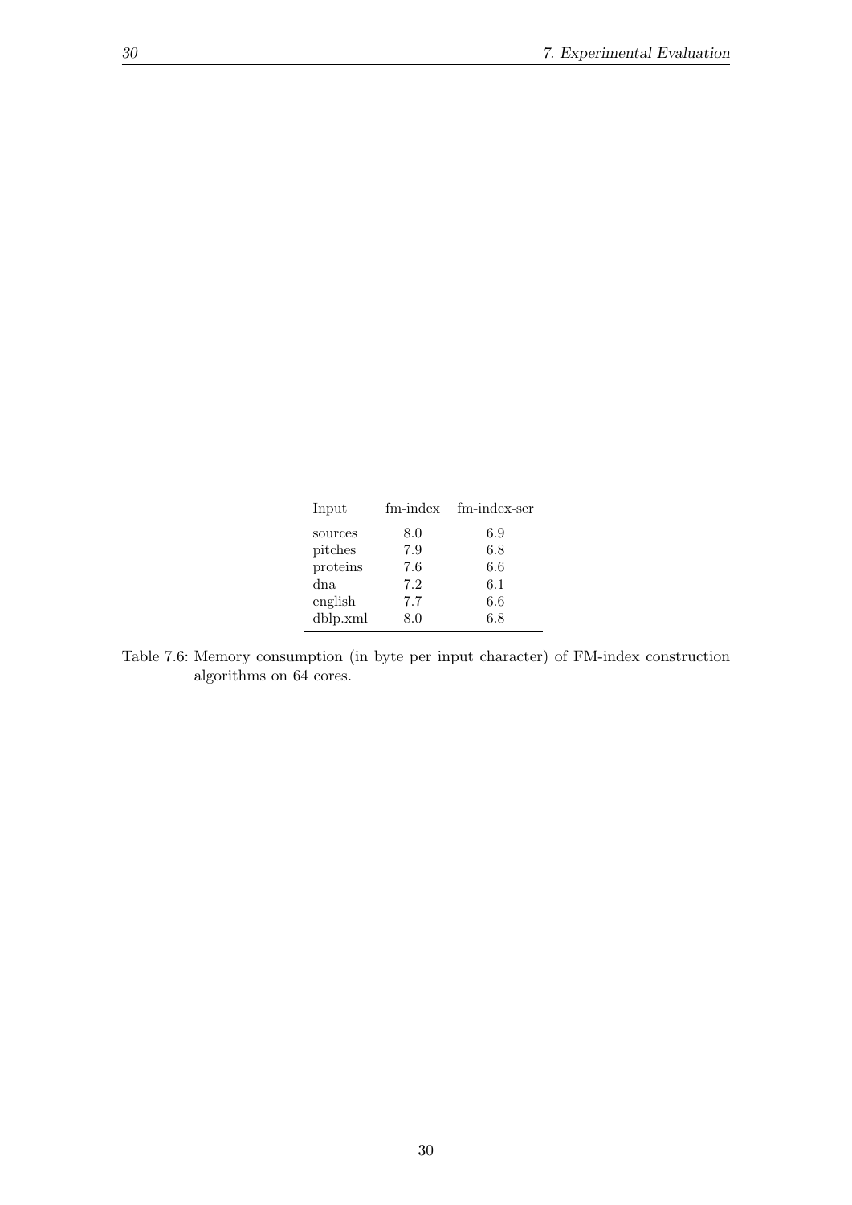| Input | fm-index | fm-index-ser |
|---|---|---|
| sources | 8.0 | 6.9 |
| pitches | 7.9 | 6.8 |
| proteins | 7.6 | 6.6 |
| dna | 7.2 | 6.1 |
| english | 7.7 | 6.6 |
| dblp.xml | 8.0 | 6.8 |

Table 7.6: Memory consumption (in byte per input character) of FM-index construction algorithms on 64 cores.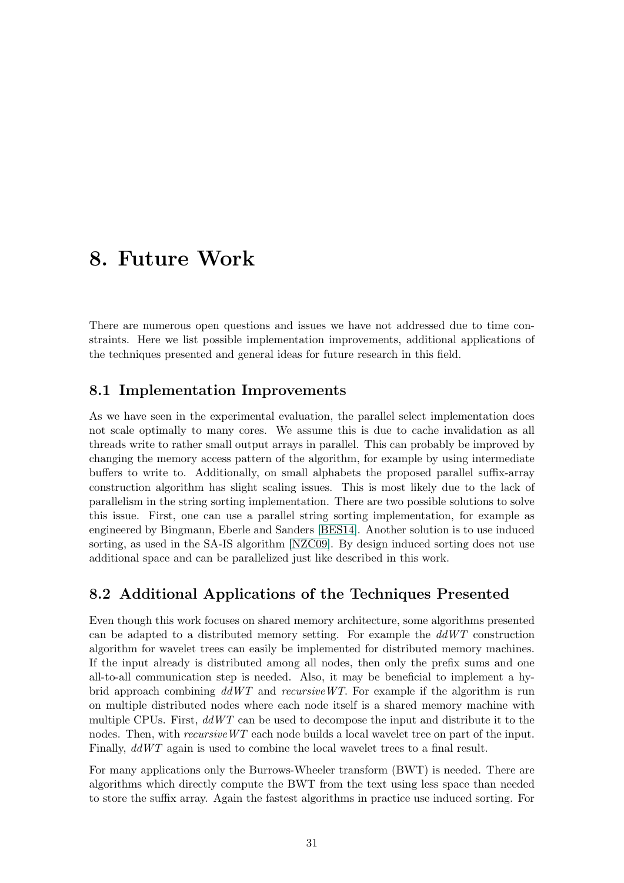# 8. Future Work

There are numerous open questions and issues we have not addressed due to time constraints. Here we list possible implementation improvements, additional applications of the techniques presented and general ideas for future research in this field.

## 8.1 Implementation Improvements

As we have seen in the experimental evaluation, the parallel select implementation does not scale optimally to many cores. We assume this is due to cache invalidation as all threads write to rather small output arrays in parallel. This can probably be improved by changing the memory access pattern of the algorithm, for example by using intermediate buffers to write to. Additionally, on small alphabets the proposed parallel suffix-array construction algorithm has slight scaling issues. This is most likely due to the lack of parallelism in the string sorting implementation. There are two possible solutions to solve this issue. First, one can use a parallel string sorting implementation, for example as engineered by Bingmann, Eberle and Sanders [BES14]. Another solution is to use induced sorting, as used in the SA-IS algorithm [NZC09]. By design induced sorting does not use additional space and can be parallelized just like described in this work.

## 8.2 Additional Applications of the Techniques Presented

Even though this work focuses on shared memory architecture, some algorithms presented can be adapted to a distributed memory setting. For example the *ddWT* construction algorithm for wavelet trees can easily be implemented for distributed memory machines. If the input already is distributed among all nodes, then only the prefix sums and one all-to-all communication step is needed. Also, it may be beneficial to implement a hybrid approach combining *ddWT* and *recursiveWT*. For example if the algorithm is run on multiple distributed nodes where each node itself is a shared memory machine with multiple CPUs. First, *ddWT* can be used to decompose the input and distribute it to the nodes. Then, with *recursiveWT* each node builds a local wavelet tree on part of the input. Finally, *ddWT* again is used to combine the local wavelet trees to a final result.

For many applications only the Burrows-Wheeler transform (BWT) is needed. There are algorithms which directly compute the BWT from the text using less space than needed to store the suffix array. Again the fastest algorithms in practice use induced sorting. For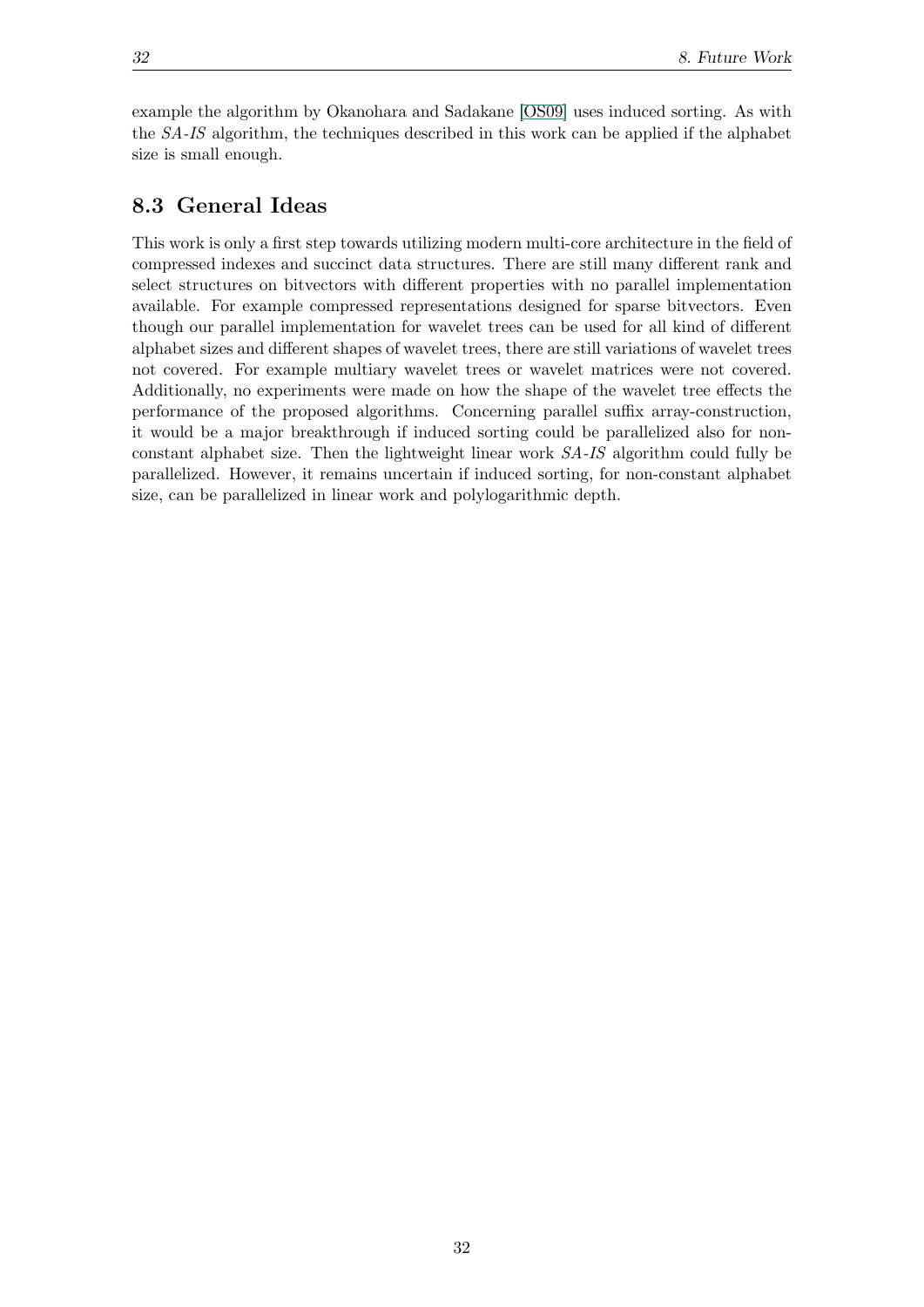example the algorithm by Okanohara and Sadakane [OS09] uses induced sorting. As with the *SA-IS* algorithm, the techniques described in this work can be applied if the alphabet size is small enough.

## 8.3 General Ideas

This work is only a first step towards utilizing modern multi-core architecture in the field of compressed indexes and succinct data structures. There are still many different rank and select structures on bitvectors with different properties with no parallel implementation available. For example compressed representations designed for sparse bitvectors. Even though our parallel implementation for wavelet trees can be used for all kind of different alphabet sizes and different shapes of wavelet trees, there are still variations of wavelet trees not covered. For example multiary wavelet trees or wavelet matrices were not covered. Additionally, no experiments were made on how the shape of the wavelet tree effects the performance of the proposed algorithms. Concerning parallel suffix array-construction, it would be a major breakthrough if induced sorting could be parallelized also for non-constant alphabet size. Then the lightweight linear work *SA-IS* algorithm could fully be parallelized. However, it remains uncertain if induced sorting, for non-constant alphabet size, can be parallelized in linear work and polylogarithmic depth.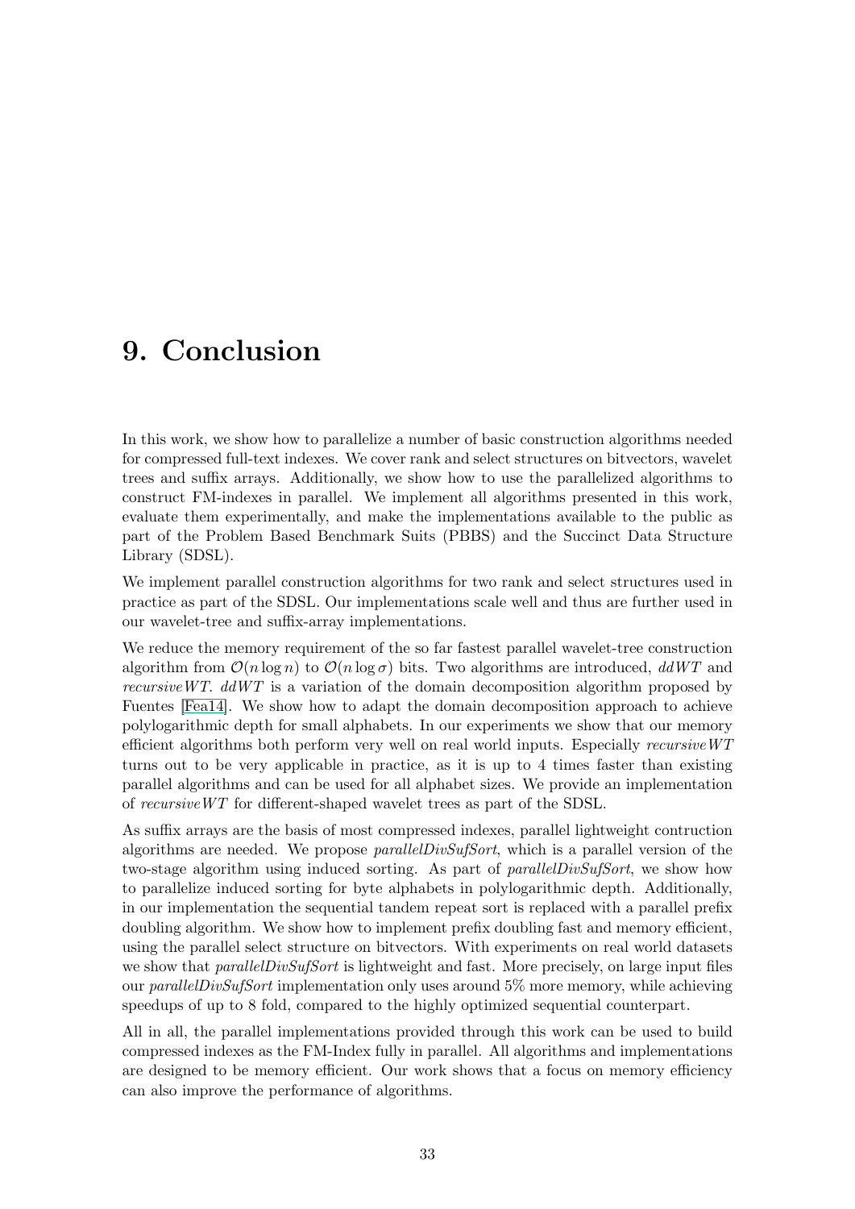# 9. Conclusion

In this work, we show how to parallelize a number of basic construction algorithms needed for compressed full-text indexes. We cover rank and select structures on bitvectors, wavelet trees and suffix arrays. Additionally, we show how to use the parallelized algorithms to construct FM-indexes in parallel. We implement all algorithms presented in this work, evaluate them experimentally, and make the implementations available to the public as part of the Problem Based Benchmark Suits (PBBS) and the Succinct Data Structure Library (SDSL).

We implement parallel construction algorithms for two rank and select structures used in practice as part of the SDSL. Our implementations scale well and thus are further used in our wavelet-tree and suffix-array implementations.

We reduce the memory requirement of the so far fastest parallel wavelet-tree construction algorithm from $\mathcal{O}(n \log n)$ to $\mathcal{O}(n \log \sigma)$ bits. Two algorithms are introduced, *ddWT* and *recursiveWT*. *ddWT* is a variation of the domain decomposition algorithm proposed by Fuentes [Fea14]. We show how to adapt the domain decomposition approach to achieve polylogarithmic depth for small alphabets. In our experiments we show that our memory efficient algorithms both perform very well on real world inputs. Especially *recursiveWT* turns out to be very applicable in practice, as it is up to 4 times faster than existing parallel algorithms and can be used for all alphabet sizes. We provide an implementation of *recursiveWT* for different-shaped wavelet trees as part of the SDSL.

As suffix arrays are the basis of most compressed indexes, parallel lightweight contruction algorithms are needed. We propose *parallelDivSufSort*, which is a parallel version of the two-stage algorithm using induced sorting. As part of *parallelDivSufSort*, we show how to parallelize induced sorting for byte alphabets in polylogarithmic depth. Additionally, in our implementation the sequential tandem repeat sort is replaced with a parallel prefix doubling algorithm. We show how to implement prefix doubling fast and memory efficient, using the parallel select structure on bitvectors. With experiments on real world datasets we show that *parallelDivSufSort* is lightweight and fast. More precisely, on large input files our *parallelDivSufSort* implementation only uses around 5% more memory, while achieving speedups of up to 8 fold, compared to the highly optimized sequential counterpart.

All in all, the parallel implementations provided through this work can be used to build compressed indexes as the FM-Index fully in parallel. All algorithms and implementations are designed to be memory efficient. Our work shows that a focus on memory efficiency can also improve the performance of algorithms.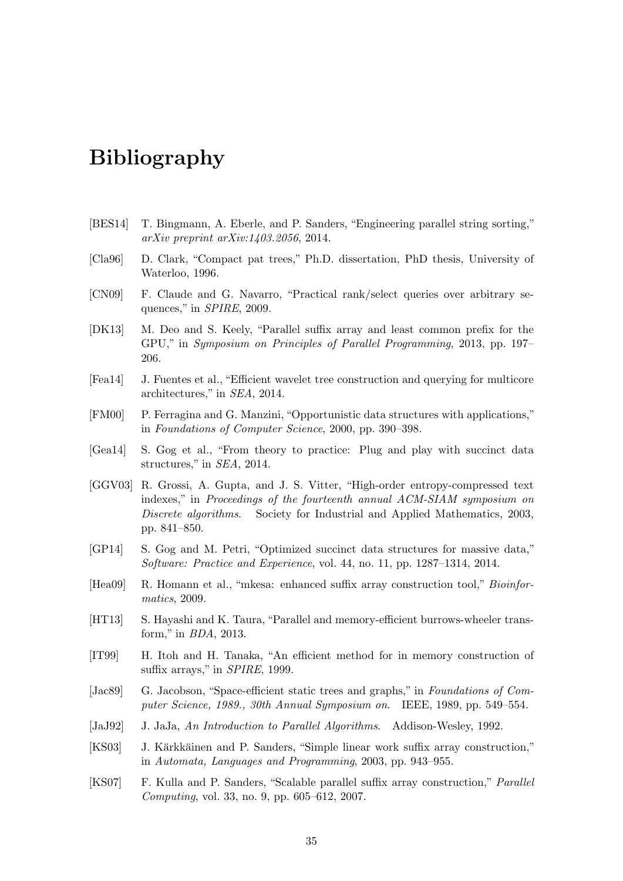# Bibliography

[BES14] T. Bingmann, A. Eberle, and P. Sanders, "Engineering parallel string sorting," *arXiv preprint arXiv:1403.2056*, 2014.

[Cla96] D. Clark, "Compact pat trees," Ph.D. dissertation, PhD thesis, University of Waterloo, 1996.

[CN09] F. Claude and G. Navarro, "Practical rank/select queries over arbitrary sequences," in *SPIRE*, 2009.

[DK13] M. Deo and S. Keely, "Parallel suffix array and least common prefix for the GPU," in *Symposium on Principles of Parallel Programming*, 2013, pp. 197–206.

[Fea14] J. Fuentes et al., "Efficient wavelet tree construction and querying for multicore architectures," in *SEA*, 2014.

[FM00] P. Ferragina and G. Manzini, "Opportunistic data structures with applications," in *Foundations of Computer Science*, 2000, pp. 390–398.

[Gea14] S. Gog et al., "From theory to practice: Plug and play with succinct data structures," in *SEA*, 2014.

[GGV03] R. Grossi, A. Gupta, and J. S. Vitter, "High-order entropy-compressed text indexes," in *Proceedings of the fourteenth annual ACM-SIAM symposium on Discrete algorithms*. Society for Industrial and Applied Mathematics, 2003, pp. 841–850.

[GP14] S. Gog and M. Petri, "Optimized succinct data structures for massive data," *Software: Practice and Experience*, vol. 44, no. 11, pp. 1287–1314, 2014.

[Hea09] R. Homann et al., "mkesa: enhanced suffix array construction tool," *Bioinformatics*, 2009.

[HT13] S. Hayashi and K. Taura, "Parallel and memory-efficient burrows-wheeler transform," in *BDA*, 2013.

[IT99] H. Itoh and H. Tanaka, "An efficient method for in memory construction of suffix arrays," in *SPIRE*, 1999.

[Jac89] G. Jacobson, "Space-efficient static trees and graphs," in *Foundations of Computer Science, 1989., 30th Annual Symposium on*. IEEE, 1989, pp. 549–554.

[JaJ92] J. JaJa, *An Introduction to Parallel Algorithms*. Addison-Wesley, 1992.

[KS03] J. Kärkkäinen and P. Sanders, "Simple linear work suffix array construction," in *Automata, Languages and Programming*, 2003, pp. 943–955.

[KS07] F. Kulla and P. Sanders, "Scalable parallel suffix array construction," *Parallel Computing*, vol. 33, no. 9, pp. 605–612, 2007.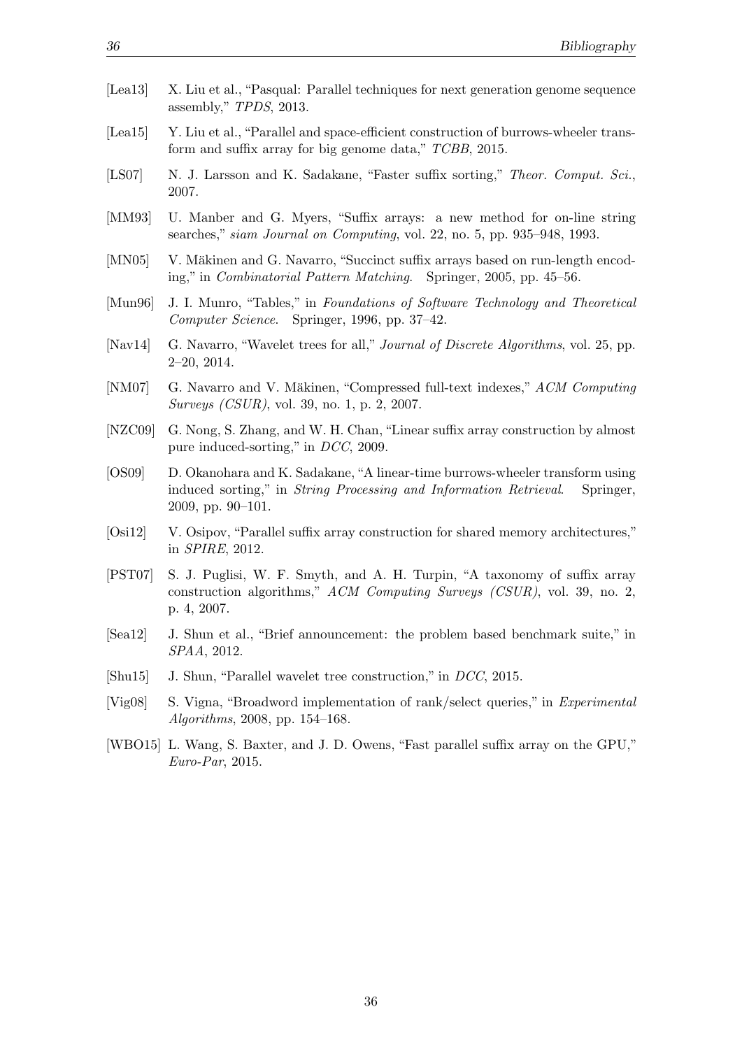[Lea13] X. Liu et al., "Pasqual: Parallel techniques for next generation genome sequence assembly," *TPDS*, 2013.

[Lea15] Y. Liu et al., "Parallel and space-efficient construction of burrows-wheeler transform and suffix array for big genome data," *TCBB*, 2015.

[LS07] N. J. Larsson and K. Sadakane, "Faster suffix sorting," *Theor. Comput. Sci.*, 2007.

[MM93] U. Manber and G. Myers, "Suffix arrays: a new method for on-line string searches," *siam Journal on Computing*, vol. 22, no. 5, pp. 935–948, 1993.

[MN05] V. Mäkinen and G. Navarro, "Succinct suffix arrays based on run-length encoding," in *Combinatorial Pattern Matching*. Springer, 2005, pp. 45–56.

[Mun96] J. I. Munro, "Tables," in *Foundations of Software Technology and Theoretical Computer Science*. Springer, 1996, pp. 37–42.

[Nav14] G. Navarro, "Wavelet trees for all," *Journal of Discrete Algorithms*, vol. 25, pp. 2–20, 2014.

[NM07] G. Navarro and V. Mäkinen, "Compressed full-text indexes," *ACM Computing Surveys (CSUR)*, vol. 39, no. 1, p. 2, 2007.

[NZC09] G. Nong, S. Zhang, and W. H. Chan, "Linear suffix array construction by almost pure induced-sorting," in *DCC*, 2009.

[OS09] D. Okanohara and K. Sadakane, "A linear-time burrows-wheeler transform using induced sorting," in *String Processing and Information Retrieval*. Springer, 2009, pp. 90–101.

[Osi12] V. Osipov, "Parallel suffix array construction for shared memory architectures," in *SPIRE*, 2012.

[PST07] S. J. Puglisi, W. F. Smyth, and A. H. Turpin, "A taxonomy of suffix array construction algorithms," *ACM Computing Surveys (CSUR)*, vol. 39, no. 2, p. 4, 2007.

[Sea12] J. Shun et al., "Brief announcement: the problem based benchmark suite," in *SPAA*, 2012.

[Shu15] J. Shun, "Parallel wavelet tree construction," in *DCC*, 2015.

[Vig08] S. Vigna, "Broadword implementation of rank/select queries," in *Experimental Algorithms*, 2008, pp. 154–168.

[WBO15] L. Wang, S. Baxter, and J. D. Owens, "Fast parallel suffix array on the GPU," *Euro-Par*, 2015.